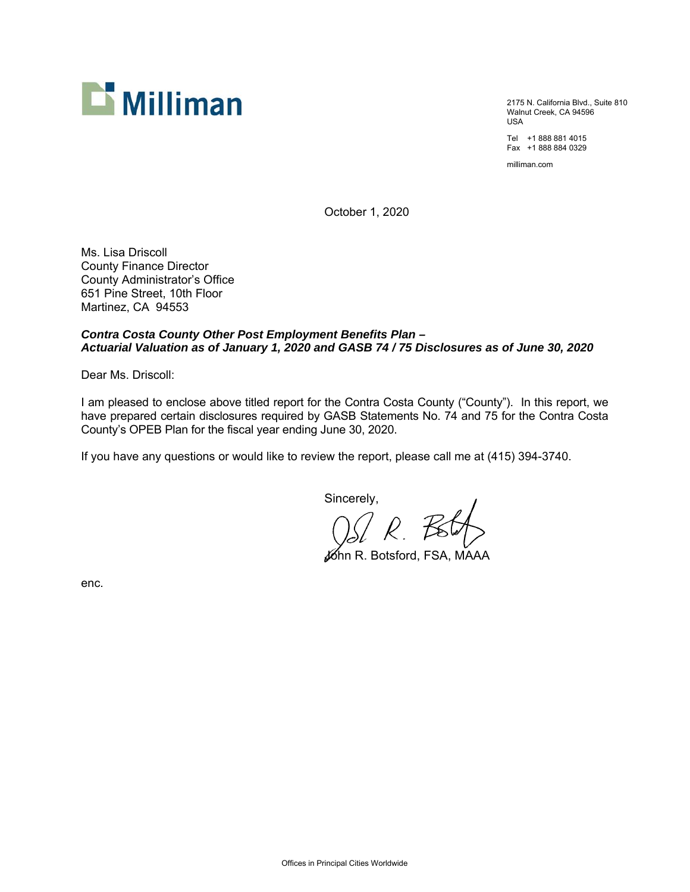# Milliman

2175 N. California Blvd., Suite 810
Walnut Creek, CA 94596
USA

Tel +1 888 881 4015
Fax +1 888 884 0329

milliman.com

October 1, 2020

Ms. Lisa Driscoll
County Finance Director
County Administrator's Office
651 Pine Street, 10th Floor
Martinez, CA 94553

***Contra Costa County Other Post Employment Benefits Plan – Actuarial Valuation as of January 1, 2020 and GASB 74 / 75 Disclosures as of June 30, 2020***

Dear Ms. Driscoll:

I am pleased to enclose above titled report for the Contra Costa County ("County"). In this report, we have prepared certain disclosures required by GASB Statements No. 74 and 75 for the Contra Costa County's OPEB Plan for the fiscal year ending June 30, 2020.

If you have any questions or would like to review the report, please call me at (415) 394-3740.

Sincerely,

John R. Botsford, FSA, MAAA

enc.

Offices in Principal Cities Worldwide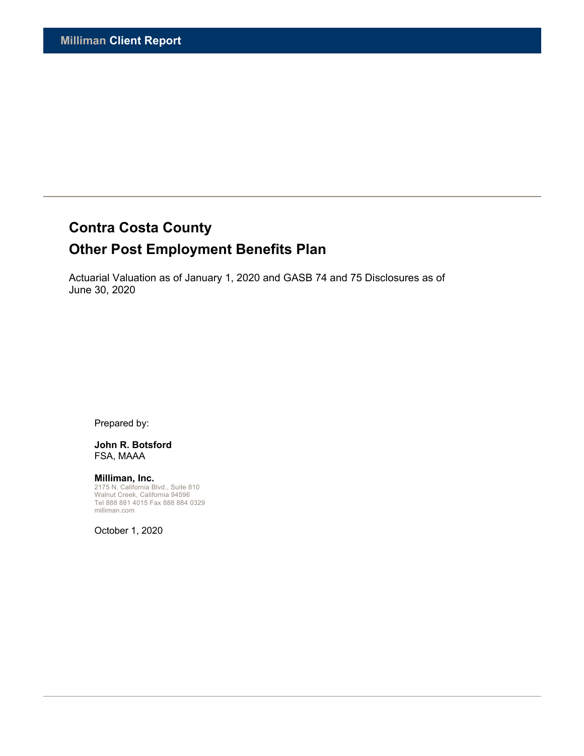**Milliman Client Report**

# Contra Costa County

# Other Post Employment Benefits Plan

Actuarial Valuation as of January 1, 2020 and GASB 74 and 75 Disclosures as of June 30, 2020

Prepared by:

**John R. Botsford**
FSA, MAAA

**Milliman, Inc.**
2175 N. California Blvd., Suite 810
Walnut Creek, California 94596
Tel 888 881 4015 Fax 888 884 0329
milliman.com

October 1, 2020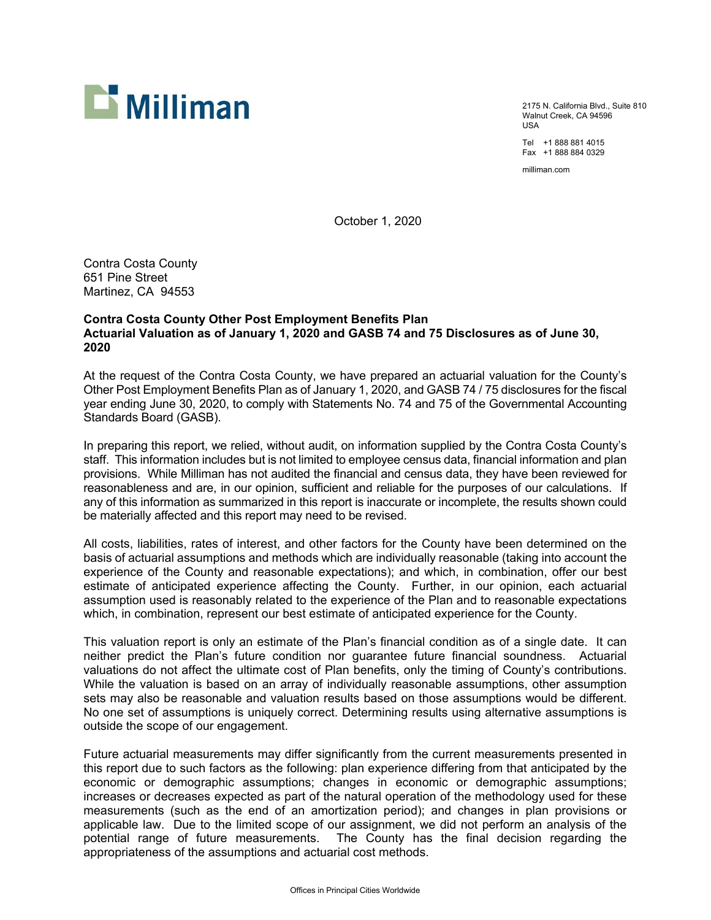Milliman

2175 N. California Blvd., Suite 810
Walnut Creek, CA 94596
USA

Tel +1 888 881 4015
Fax +1 888 884 0329

milliman.com

October 1, 2020

Contra Costa County
651 Pine Street
Martinez, CA 94553

**Contra Costa County Other Post Employment Benefits Plan**
**Actuarial Valuation as of January 1, 2020 and GASB 74 and 75 Disclosures as of June 30, 2020**

At the request of the Contra Costa County, we have prepared an actuarial valuation for the County's Other Post Employment Benefits Plan as of January 1, 2020, and GASB 74 / 75 disclosures for the fiscal year ending June 30, 2020, to comply with Statements No. 74 and 75 of the Governmental Accounting Standards Board (GASB).

In preparing this report, we relied, without audit, on information supplied by the Contra Costa County's staff. This information includes but is not limited to employee census data, financial information and plan provisions. While Milliman has not audited the financial and census data, they have been reviewed for reasonableness and are, in our opinion, sufficient and reliable for the purposes of our calculations. If any of this information as summarized in this report is inaccurate or incomplete, the results shown could be materially affected and this report may need to be revised.

All costs, liabilities, rates of interest, and other factors for the County have been determined on the basis of actuarial assumptions and methods which are individually reasonable (taking into account the experience of the County and reasonable expectations); and which, in combination, offer our best estimate of anticipated experience affecting the County. Further, in our opinion, each actuarial assumption used is reasonably related to the experience of the Plan and to reasonable expectations which, in combination, represent our best estimate of anticipated experience for the County.

This valuation report is only an estimate of the Plan's financial condition as of a single date. It can neither predict the Plan's future condition nor guarantee future financial soundness. Actuarial valuations do not affect the ultimate cost of Plan benefits, only the timing of County's contributions. While the valuation is based on an array of individually reasonable assumptions, other assumption sets may also be reasonable and valuation results based on those assumptions would be different. No one set of assumptions is uniquely correct. Determining results using alternative assumptions is outside the scope of our engagement.

Future actuarial measurements may differ significantly from the current measurements presented in this report due to such factors as the following: plan experience differing from that anticipated by the economic or demographic assumptions; changes in economic or demographic assumptions; increases or decreases expected as part of the natural operation of the methodology used for these measurements (such as the end of an amortization period); and changes in plan provisions or applicable law. Due to the limited scope of our assignment, we did not perform an analysis of the potential range of future measurements. The County has the final decision regarding the appropriateness of the assumptions and actuarial cost methods.

Offices in Principal Cities Worldwide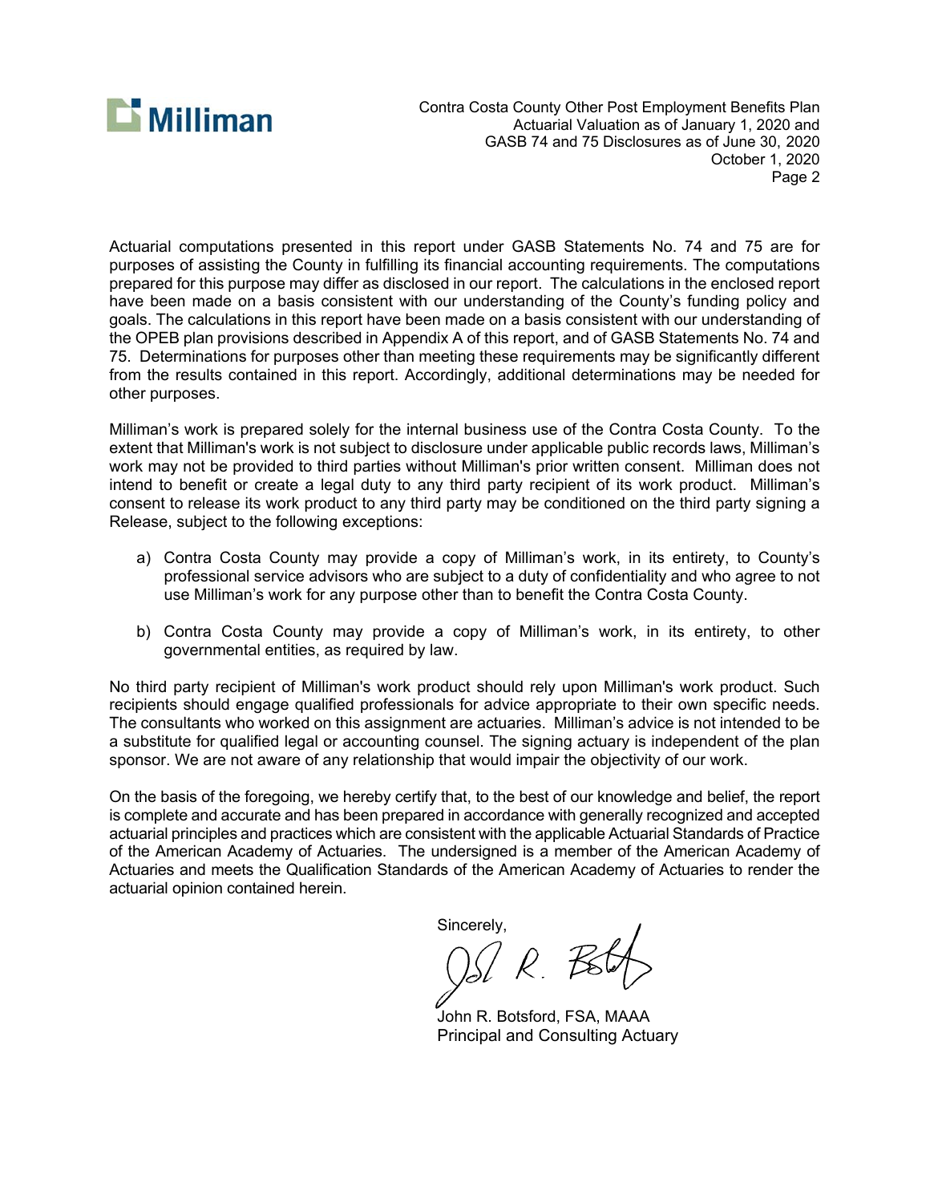Actuarial computations presented in this report under GASB Statements No. 74 and 75 are for purposes of assisting the County in fulfilling its financial accounting requirements. The computations prepared for this purpose may differ as disclosed in our report. The calculations in the enclosed report have been made on a basis consistent with our understanding of the County's funding policy and goals. The calculations in this report have been made on a basis consistent with our understanding of the OPEB plan provisions described in Appendix A of this report, and of GASB Statements No. 74 and 75. Determinations for purposes other than meeting these requirements may be significantly different from the results contained in this report. Accordingly, additional determinations may be needed for other purposes.

Milliman's work is prepared solely for the internal business use of the Contra Costa County. To the extent that Milliman's work is not subject to disclosure under applicable public records laws, Milliman's work may not be provided to third parties without Milliman's prior written consent. Milliman does not intend to benefit or create a legal duty to any third party recipient of its work product. Milliman's consent to release its work product to any third party may be conditioned on the third party signing a Release, subject to the following exceptions:

a) Contra Costa County may provide a copy of Milliman's work, in its entirety, to County's professional service advisors who are subject to a duty of confidentiality and who agree to not use Milliman's work for any purpose other than to benefit the Contra Costa County.

b) Contra Costa County may provide a copy of Milliman's work, in its entirety, to other governmental entities, as required by law.

No third party recipient of Milliman's work product should rely upon Milliman's work product. Such recipients should engage qualified professionals for advice appropriate to their own specific needs. The consultants who worked on this assignment are actuaries. Milliman's advice is not intended to be a substitute for qualified legal or accounting counsel. The signing actuary is independent of the plan sponsor. We are not aware of any relationship that would impair the objectivity of our work.

On the basis of the foregoing, we hereby certify that, to the best of our knowledge and belief, the report is complete and accurate and has been prepared in accordance with generally recognized and accepted actuarial principles and practices which are consistent with the applicable Actuarial Standards of Practice of the American Academy of Actuaries. The undersigned is a member of the American Academy of Actuaries and meets the Qualification Standards of the American Academy of Actuaries to render the actuarial opinion contained herein.

Sincerely,

John R. Botsford, FSA, MAAA
Principal and Consulting Actuary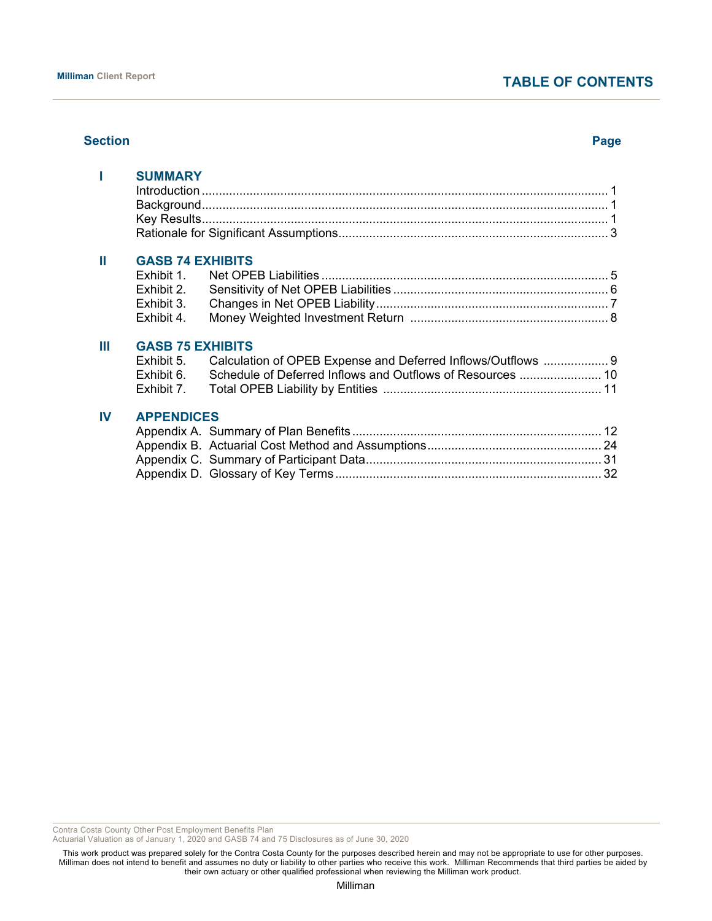# TABLE OF CONTENTS

| Section | | Page |
|---|---|---|
| **I** | **SUMMARY** | |
| | Introduction | 1 |
| | Background | 1 |
| | Key Results | 1 |
| | Rationale for Significant Assumptions | 3 |
| **II** | **GASB 74 EXHIBITS** | |
| | Exhibit 1. Net OPEB Liabilities | 5 |
| | Exhibit 2. Sensitivity of Net OPEB Liabilities | 6 |
| | Exhibit 3. Changes in Net OPEB Liability | 7 |
| | Exhibit 4. Money Weighted Investment Return | 8 |
| **III** | **GASB 75 EXHIBITS** | |
| | Exhibit 5. Calculation of OPEB Expense and Deferred Inflows/Outflows | 9 |
| | Exhibit 6. Schedule of Deferred Inflows and Outflows of Resources | 10 |
| | Exhibit 7. Total OPEB Liability by Entities | 11 |
| **IV** | **APPENDICES** | |
| | Appendix A. Summary of Plan Benefits | 12 |
| | Appendix B. Actuarial Cost Method and Assumptions | 24 |
| | Appendix C. Summary of Participant Data | 31 |
| | Appendix D. Glossary of Key Terms | 32 |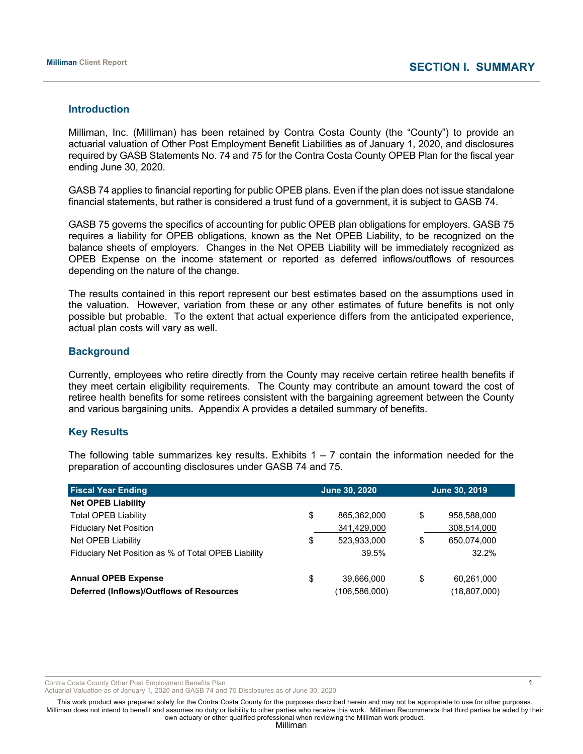# SECTION I. SUMMARY

## Introduction

Milliman, Inc. (Milliman) has been retained by Contra Costa County (the "County") to provide an actuarial valuation of Other Post Employment Benefit Liabilities as of January 1, 2020, and disclosures required by GASB Statements No. 74 and 75 for the Contra Costa County OPEB Plan for the fiscal year ending June 30, 2020.

GASB 74 applies to financial reporting for public OPEB plans. Even if the plan does not issue standalone financial statements, but rather is considered a trust fund of a government, it is subject to GASB 74.

GASB 75 governs the specifics of accounting for public OPEB plan obligations for employers. GASB 75 requires a liability for OPEB obligations, known as the Net OPEB Liability, to be recognized on the balance sheets of employers. Changes in the Net OPEB Liability will be immediately recognized as OPEB Expense on the income statement or reported as deferred inflows/outflows of resources depending on the nature of the change.

The results contained in this report represent our best estimates based on the assumptions used in the valuation. However, variation from these or any other estimates of future benefits is not only possible but probable. To the extent that actual experience differs from the anticipated experience, actual plan costs will vary as well.

## Background

Currently, employees who retire directly from the County may receive certain retiree health benefits if they meet certain eligibility requirements. The County may contribute an amount toward the cost of retiree health benefits for some retirees consistent with the bargaining agreement between the County and various bargaining units. Appendix A provides a detailed summary of benefits.

## Key Results

The following table summarizes key results. Exhibits 1 – 7 contain the information needed for the preparation of accounting disclosures under GASB 74 and 75.

| Fiscal Year Ending | June 30, 2020 | June 30, 2019 |
|---|---|---|
| **Net OPEB Liability** | | |
| Total OPEB Liability | $ 865,362,000 | $ 958,588,000 |
| Fiduciary Net Position | 341,429,000 | 308,514,000 |
| Net OPEB Liability | $ 523,933,000 | $ 650,074,000 |
| Fiduciary Net Position as % of Total OPEB Liability | 39.5% | 32.2% |
| | | |
| **Annual OPEB Expense** | $ 39,666,000 | $ 60,261,000 |
| **Deferred (Inflows)/Outflows of Resources** | (106,586,000) | (18,807,000) |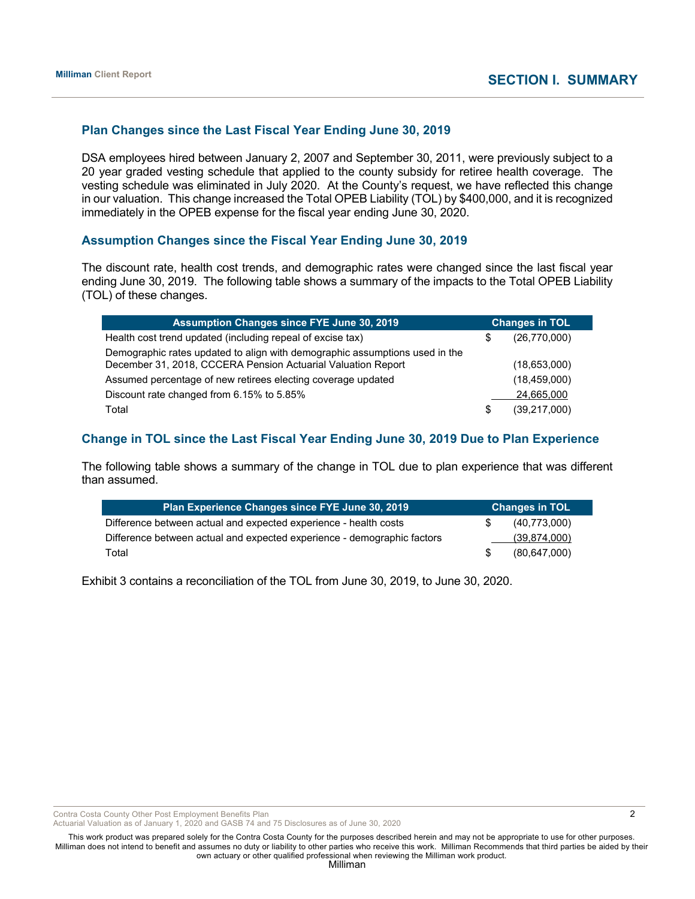## Plan Changes since the Last Fiscal Year Ending June 30, 2019

DSA employees hired between January 2, 2007 and September 30, 2011, were previously subject to a 20 year graded vesting schedule that applied to the county subsidy for retiree health coverage. The vesting schedule was eliminated in July 2020. At the County's request, we have reflected this change in our valuation. This change increased the Total OPEB Liability (TOL) by $400,000, and it is recognized immediately in the OPEB expense for the fiscal year ending June 30, 2020.

## Assumption Changes since the Fiscal Year Ending June 30, 2019

The discount rate, health cost trends, and demographic rates were changed since the last fiscal year ending June 30, 2019. The following table shows a summary of the impacts to the Total OPEB Liability (TOL) of these changes.

| Assumption Changes since FYE June 30, 2019 | Changes in TOL |
|---|---|
| Health cost trend updated (including repeal of excise tax) | $ (26,770,000) |
| Demographic rates updated to align with demographic assumptions used in the December 31, 2018, CCCERA Pension Actuarial Valuation Report | (18,653,000) |
| Assumed percentage of new retirees electing coverage updated | (18,459,000) |
| Discount rate changed from 6.15% to 5.85% | 24,665,000 |
| Total | $ (39,217,000) |

## Change in TOL since the Last Fiscal Year Ending June 30, 2019 Due to Plan Experience

The following table shows a summary of the change in TOL due to plan experience that was different than assumed.

| Plan Experience Changes since FYE June 30, 2019 | Changes in TOL |
|---|---|
| Difference between actual and expected experience - health costs | $ (40,773,000) |
| Difference between actual and expected experience - demographic factors | (39,874,000) |
| Total | $ (80,647,000) |

Exhibit 3 contains a reconciliation of the TOL from June 30, 2019, to June 30, 2020.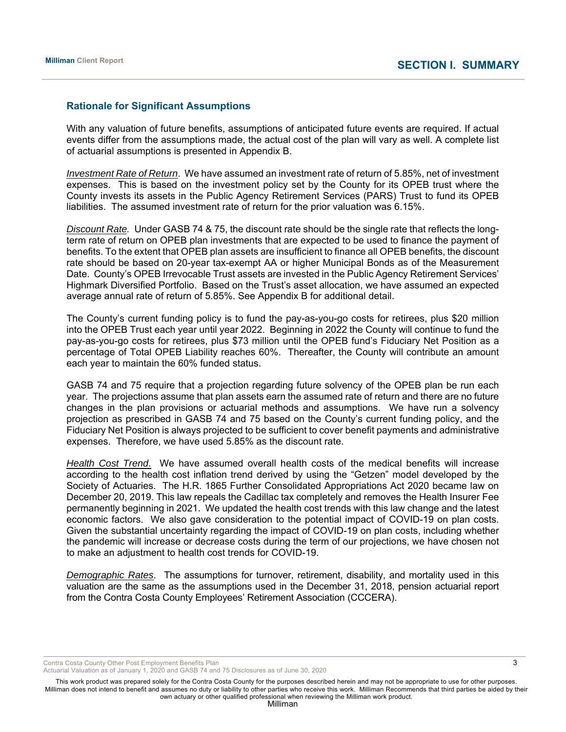## Rationale for Significant Assumptions

With any valuation of future benefits, assumptions of anticipated future events are required. If actual events differ from the assumptions made, the actual cost of the plan will vary as well. A complete list of actuarial assumptions is presented in Appendix B.

*Investment Rate of Return*. We have assumed an investment rate of return of 5.85%, net of investment expenses. This is based on the investment policy set by the County for its OPEB trust where the County invests its assets in the Public Agency Retirement Services (PARS) Trust to fund its OPEB liabilities. The assumed investment rate of return for the prior valuation was 6.15%.

*Discount Rate.* Under GASB 74 & 75, the discount rate should be the single rate that reflects the long-term rate of return on OPEB plan investments that are expected to be used to finance the payment of benefits. To the extent that OPEB plan assets are insufficient to finance all OPEB benefits, the discount rate should be based on 20-year tax-exempt AA or higher Municipal Bonds as of the Measurement Date. County's OPEB Irrevocable Trust assets are invested in the Public Agency Retirement Services' Highmark Diversified Portfolio. Based on the Trust's asset allocation, we have assumed an expected average annual rate of return of 5.85%. See Appendix B for additional detail.

The County's current funding policy is to fund the pay-as-you-go costs for retirees, plus $20 million into the OPEB Trust each year until year 2022. Beginning in 2022 the County will continue to fund the pay-as-you-go costs for retirees, plus $73 million until the OPEB fund's Fiduciary Net Position as a percentage of Total OPEB Liability reaches 60%. Thereafter, the County will contribute an amount each year to maintain the 60% funded status.

GASB 74 and 75 require that a projection regarding future solvency of the OPEB plan be run each year. The projections assume that plan assets earn the assumed rate of return and there are no future changes in the plan provisions or actuarial methods and assumptions. We have run a solvency projection as prescribed in GASB 74 and 75 based on the County's current funding policy, and the Fiduciary Net Position is always projected to be sufficient to cover benefit payments and administrative expenses. Therefore, we have used 5.85% as the discount rate.

*Health Cost Trend*. We have assumed overall health costs of the medical benefits will increase according to the health cost inflation trend derived by using the "Getzen" model developed by the Society of Actuaries. The H.R. 1865 Further Consolidated Appropriations Act 2020 became law on December 20, 2019. This law repeals the Cadillac tax completely and removes the Health Insurer Fee permanently beginning in 2021. We updated the health cost trends with this law change and the latest economic factors. We also gave consideration to the potential impact of COVID-19 on plan costs. Given the substantial uncertainty regarding the impact of COVID-19 on plan costs, including whether the pandemic will increase or decrease costs during the term of our projections, we have chosen not to make an adjustment to health cost trends for COVID-19.

*Demographic Rates*. The assumptions for turnover, retirement, disability, and mortality used in this valuation are the same as the assumptions used in the December 31, 2018, pension actuarial report from the Contra Costa County Employees' Retirement Association (CCCERA).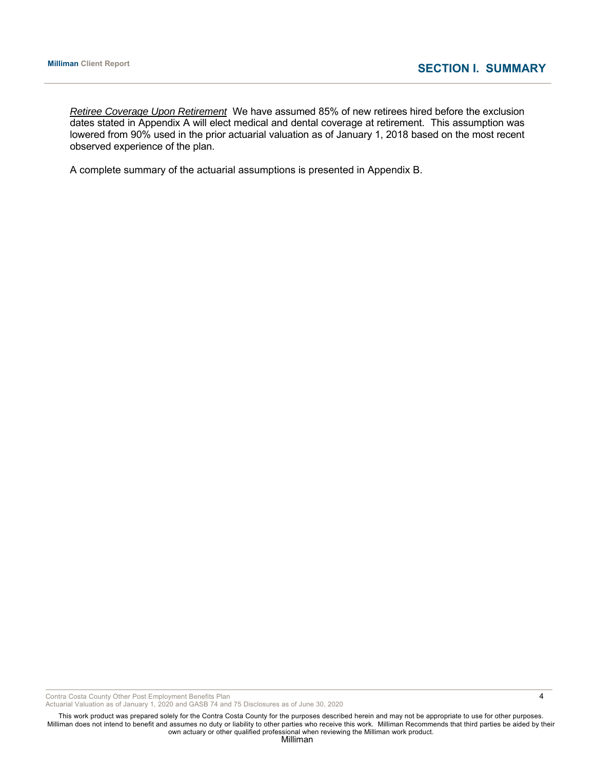*Retiree Coverage Upon Retirement* We have assumed 85% of new retirees hired before the exclusion dates stated in Appendix A will elect medical and dental coverage at retirement. This assumption was lowered from 90% used in the prior actuarial valuation as of January 1, 2018 based on the most recent observed experience of the plan.

A complete summary of the actuarial assumptions is presented in Appendix B.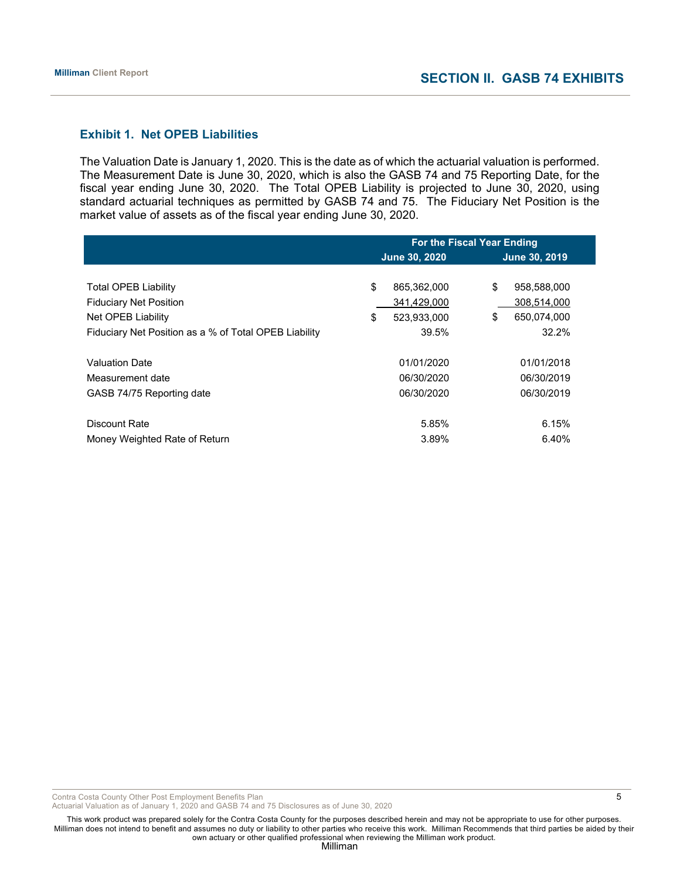## SECTION II. GASB 74 EXHIBITS

### Exhibit 1. Net OPEB Liabilities

The Valuation Date is January 1, 2020. This is the date as of which the actuarial valuation is performed. The Measurement Date is June 30, 2020, which is also the GASB 74 and 75 Reporting Date, for the fiscal year ending June 30, 2020. The Total OPEB Liability is projected to June 30, 2020, using standard actuarial techniques as permitted by GASB 74 and 75. The Fiduciary Net Position is the market value of assets as of the fiscal year ending June 30, 2020.

| | For the Fiscal Year Ending | |
|---|---|---|
| | June 30, 2020 | June 30, 2019 |
| Total OPEB Liability | $ 865,362,000 | $ 958,588,000 |
| Fiduciary Net Position | 341,429,000 | 308,514,000 |
| Net OPEB Liability | $ 523,933,000 | $ 650,074,000 |
| Fiduciary Net Position as a % of Total OPEB Liability | 39.5% | 32.2% |
| Valuation Date | 01/01/2020 | 01/01/2018 |
| Measurement date | 06/30/2020 | 06/30/2019 |
| GASB 74/75 Reporting date | 06/30/2020 | 06/30/2019 |
| Discount Rate | 5.85% | 6.15% |
| Money Weighted Rate of Return | 3.89% | 6.40% |

Contra Costa County Other Post Employment Benefits Plan
Actuarial Valuation as of January 1, 2020 and GASB 74 and 75 Disclosures as of June 30, 2020

This work product was prepared solely for the Contra Costa County for the purposes described herein and may not be appropriate to use for other purposes. Milliman does not intend to benefit and assumes no duty or liability to other parties who receive this work. Milliman Recommends that third parties be aided by their own actuary or other qualified professional when reviewing the Milliman work product.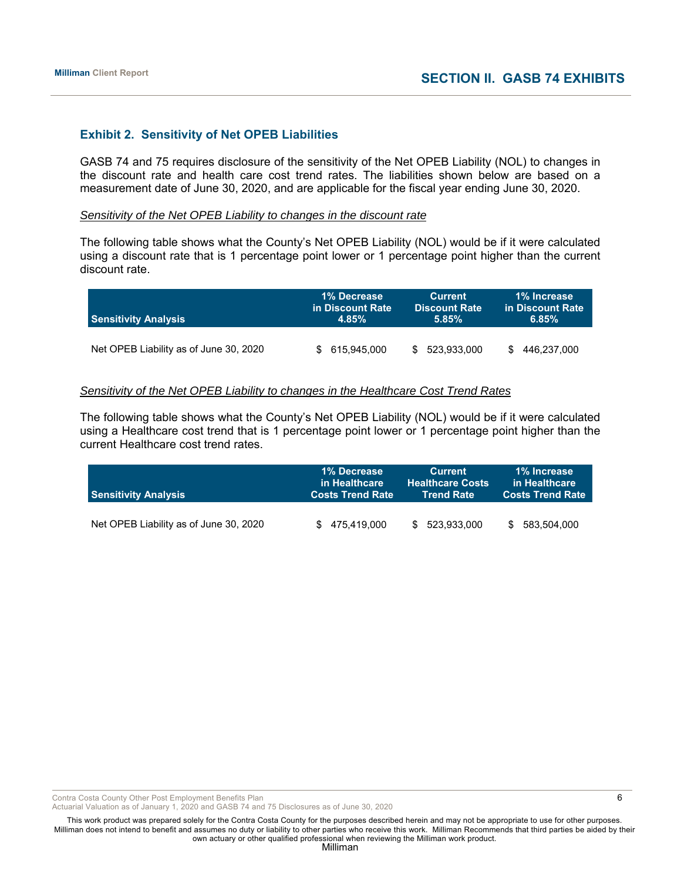## Exhibit 2. Sensitivity of Net OPEB Liabilities

GASB 74 and 75 requires disclosure of the sensitivity of the Net OPEB Liability (NOL) to changes in the discount rate and health care cost trend rates. The liabilities shown below are based on a measurement date of June 30, 2020, and are applicable for the fiscal year ending June 30, 2020.

*Sensitivity of the Net OPEB Liability to changes in the discount rate*

The following table shows what the County's Net OPEB Liability (NOL) would be if it were calculated using a discount rate that is 1 percentage point lower or 1 percentage point higher than the current discount rate.

| Sensitivity Analysis | 1% Decrease in Discount Rate 4.85% | Current Discount Rate 5.85% | 1% Increase in Discount Rate 6.85% |
|---|---|---|---|
| Net OPEB Liability as of June 30, 2020 | $ 615,945,000 | $ 523,933,000 | $ 446,237,000 |

*Sensitivity of the Net OPEB Liability to changes in the Healthcare Cost Trend Rates*

The following table shows what the County's Net OPEB Liability (NOL) would be if it were calculated using a Healthcare cost trend that is 1 percentage point lower or 1 percentage point higher than the current Healthcare cost trend rates.

| Sensitivity Analysis | 1% Decrease in Healthcare Costs Trend Rate | Current Healthcare Costs Trend Rate | 1% Increase in Healthcare Costs Trend Rate |
|---|---|---|---|
| Net OPEB Liability as of June 30, 2020 | $ 475,419,000 | $ 523,933,000 | $ 583,504,000 |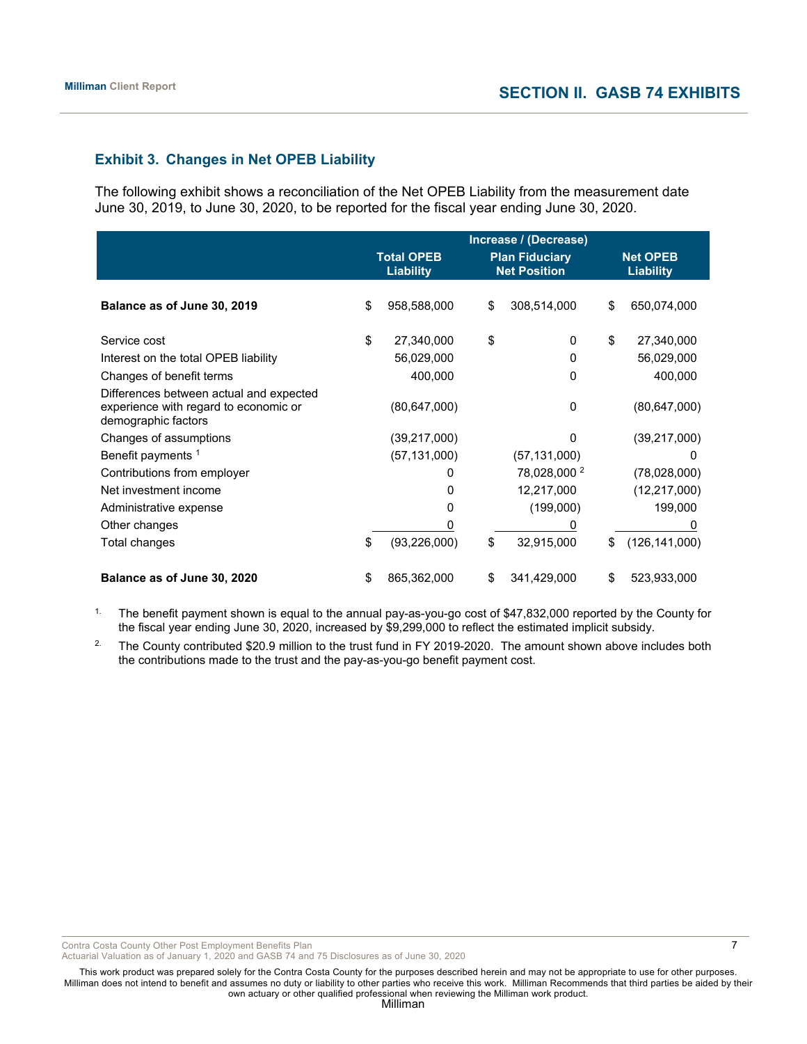### Exhibit 3. Changes in Net OPEB Liability

The following exhibit shows a reconciliation of the Net OPEB Liability from the measurement date June 30, 2019, to June 30, 2020, to be reported for the fiscal year ending June 30, 2020.

| | Increase / (Decrease) | | |
|---|---|---|---|
| | **Total OPEB Liability** | **Plan Fiduciary Net Position** | **Net OPEB Liability** |
| **Balance as of June 30, 2019** | $ 958,588,000 | $ 308,514,000 | $ 650,074,000 |
| Service cost | $ 27,340,000 | $ 0 | $ 27,340,000 |
| Interest on the total OPEB liability | 56,029,000 | 0 | 56,029,000 |
| Changes of benefit terms | 400,000 | 0 | 400,000 |
| Differences between actual and expected experience with regard to economic or demographic factors | (80,647,000) | 0 | (80,647,000) |
| Changes of assumptions | (39,217,000) | 0 | (39,217,000) |
| Benefit payments [1] | (57,131,000) | (57,131,000) | 0 |
| Contributions from employer | 0 | 78,028,000 [2] | (78,028,000) |
| Net investment income | 0 | 12,217,000 | (12,217,000) |
| Administrative expense | 0 | (199,000) | 199,000 |
| Other changes | 0 | 0 | 0 |
| Total changes | $ (93,226,000) | $ 32,915,000 | $ (126,141,000) |
| **Balance as of June 30, 2020** | $ 865,362,000 | $ 341,429,000 | $ 523,933,000 |

1. The benefit payment shown is equal to the annual pay-as-you-go cost of $47,832,000 reported by the County for the fiscal year ending June 30, 2020, increased by $9,299,000 to reflect the estimated implicit subsidy.

2. The County contributed $20.9 million to the trust fund in FY 2019-2020. The amount shown above includes both the contributions made to the trust and the pay-as-you-go benefit payment cost.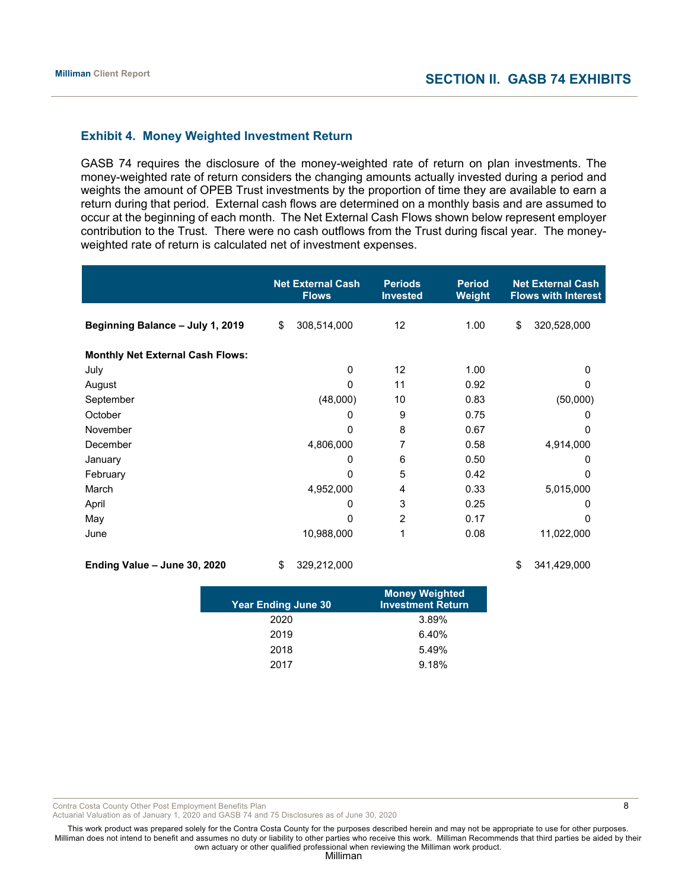## Exhibit 4. Money Weighted Investment Return

GASB 74 requires the disclosure of the money-weighted rate of return on plan investments. The money-weighted rate of return considers the changing amounts actually invested during a period and weights the amount of OPEB Trust investments by the proportion of time they are available to earn a return during that period. External cash flows are determined on a monthly basis and are assumed to occur at the beginning of each month. The Net External Cash Flows shown below represent employer contribution to the Trust. There were no cash outflows from the Trust during fiscal year. The money-weighted rate of return is calculated net of investment expenses.

| | Net External Cash Flows | Periods Invested | Period Weight | Net External Cash Flows with Interest |
|---|---|---|---|---|
| **Beginning Balance – July 1, 2019** | $ 308,514,000 | 12 | 1.00 | $ 320,528,000 |
| **Monthly Net External Cash Flows:** | | | | |
| July | 0 | 12 | 1.00 | 0 |
| August | 0 | 11 | 0.92 | 0 |
| September | (48,000) | 10 | 0.83 | (50,000) |
| October | 0 | 9 | 0.75 | 0 |
| November | 0 | 8 | 0.67 | 0 |
| December | 4,806,000 | 7 | 0.58 | 4,914,000 |
| January | 0 | 6 | 0.50 | 0 |
| February | 0 | 5 | 0.42 | 0 |
| March | 4,952,000 | 4 | 0.33 | 5,015,000 |
| April | 0 | 3 | 0.25 | 0 |
| May | 0 | 2 | 0.17 | 0 |
| June | 10,988,000 | 1 | 0.08 | 11,022,000 |
| **Ending Value – June 30, 2020** | $ 329,212,000 | | | $ 341,429,000 |

| Year Ending June 30 | Money Weighted Investment Return |
|---|---|
| 2020 | 3.89% |
| 2019 | 6.40% |
| 2018 | 5.49% |
| 2017 | 9.18% |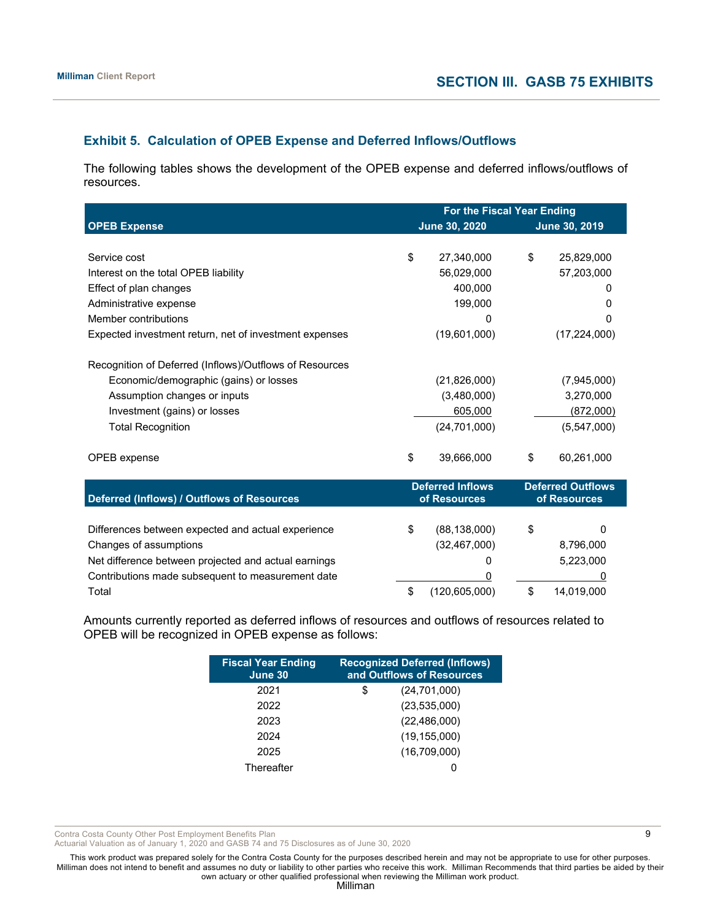## Exhibit 5. Calculation of OPEB Expense and Deferred Inflows/Outflows

The following tables shows the development of the OPEB expense and deferred inflows/outflows of resources.

| OPEB Expense | For the Fiscal Year Ending June 30, 2020 | June 30, 2019 |
|---|---|---|
| Service cost | $ 27,340,000 | $ 25,829,000 |
| Interest on the total OPEB liability | 56,029,000 | 57,203,000 |
| Effect of plan changes | 400,000 | 0 |
| Administrative expense | 199,000 | 0 |
| Member contributions | 0 | 0 |
| Expected investment return, net of investment expenses | (19,601,000) | (17,224,000) |
| Recognition of Deferred (Inflows)/Outflows of Resources | | |
| Economic/demographic (gains) or losses | (21,826,000) | (7,945,000) |
| Assumption changes or inputs | (3,480,000) | 3,270,000 |
| Investment (gains) or losses | 605,000 | (872,000) |
| Total Recognition | (24,701,000) | (5,547,000) |
| OPEB expense | $ 39,666,000 | $ 60,261,000 |

| Deferred (Inflows) / Outflows of Resources | Deferred Inflows of Resources | Deferred Outflows of Resources |
|---|---|---|
| Differences between expected and actual experience | $ (88,138,000) | $ 0 |
| Changes of assumptions | (32,467,000) | 8,796,000 |
| Net difference between projected and actual earnings | 0 | 5,223,000 |
| Contributions made subsequent to measurement date | 0 | 0 |
| Total | $ (120,605,000) | $ 14,019,000 |

Amounts currently reported as deferred inflows of resources and outflows of resources related to OPEB will be recognized in OPEB expense as follows:

| Fiscal Year Ending June 30 | Recognized Deferred (Inflows) and Outflows of Resources |
|---|---|
| 2021 | $ (24,701,000) |
| 2022 | (23,535,000) |
| 2023 | (22,486,000) |
| 2024 | (19,155,000) |
| 2025 | (16,709,000) |
| Thereafter | 0 |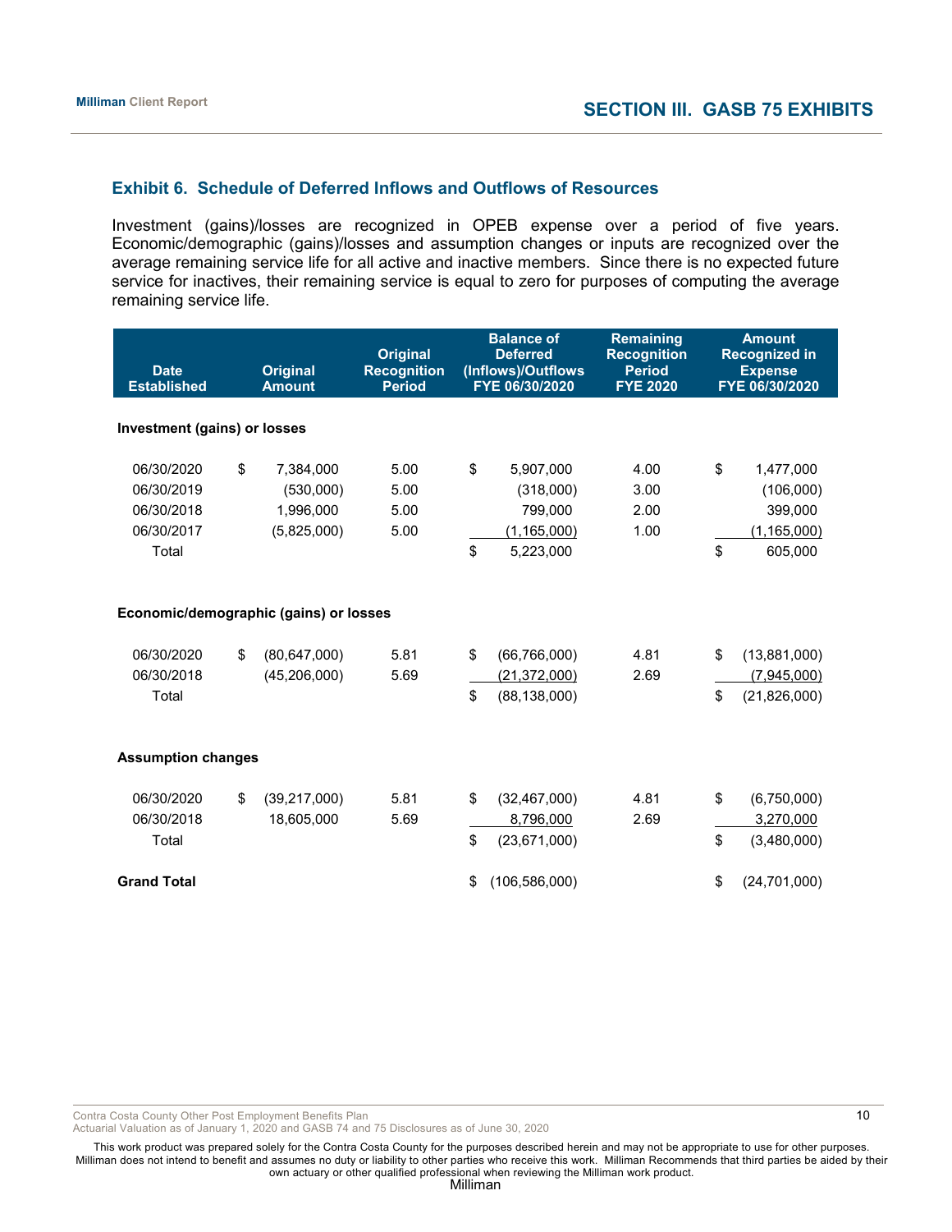## Exhibit 6. Schedule of Deferred Inflows and Outflows of Resources

Investment (gains)/losses are recognized in OPEB expense over a period of five years. Economic/demographic (gains)/losses and assumption changes or inputs are recognized over the average remaining service life for all active and inactive members. Since there is no expected future service for inactives, their remaining service is equal to zero for purposes of computing the average remaining service life.

| Date Established | Original Amount | Original Recognition Period | Balance of Deferred (Inflows)/Outflows FYE 06/30/2020 | Remaining Recognition Period FYE 2020 | Amount Recognized in Expense FYE 06/30/2020 |
|---|---|---|---|---|---|
| **Investment (gains) or losses** | | | | | |
| 06/30/2020 | $ 7,384,000 | 5.00 | $ 5,907,000 | 4.00 | $ 1,477,000 |
| 06/30/2019 | (530,000) | 5.00 | (318,000) | 3.00 | (106,000) |
| 06/30/2018 | 1,996,000 | 5.00 | 799,000 | 2.00 | 399,000 |
| 06/30/2017 | (5,825,000) | 5.00 | (1,165,000) | 1.00 | (1,165,000) |
| Total | | | $ 5,223,000 | | $ 605,000 |
| **Economic/demographic (gains) or losses** | | | | | |
| 06/30/2020 | $ (80,647,000) | 5.81 | $ (66,766,000) | 4.81 | $ (13,881,000) |
| 06/30/2018 | (45,206,000) | 5.69 | (21,372,000) | 2.69 | (7,945,000) |
| Total | | | $ (88,138,000) | | $ (21,826,000) |
| **Assumption changes** | | | | | |
| 06/30/2020 | $ (39,217,000) | 5.81 | $ (32,467,000) | 4.81 | $ (6,750,000) |
| 06/30/2018 | 18,605,000 | 5.69 | 8,796,000 | 2.69 | 3,270,000 |
| Total | | | $ (23,671,000) | | $ (3,480,000) |
| **Grand Total** | | | $ (106,586,000) | | $ (24,701,000) |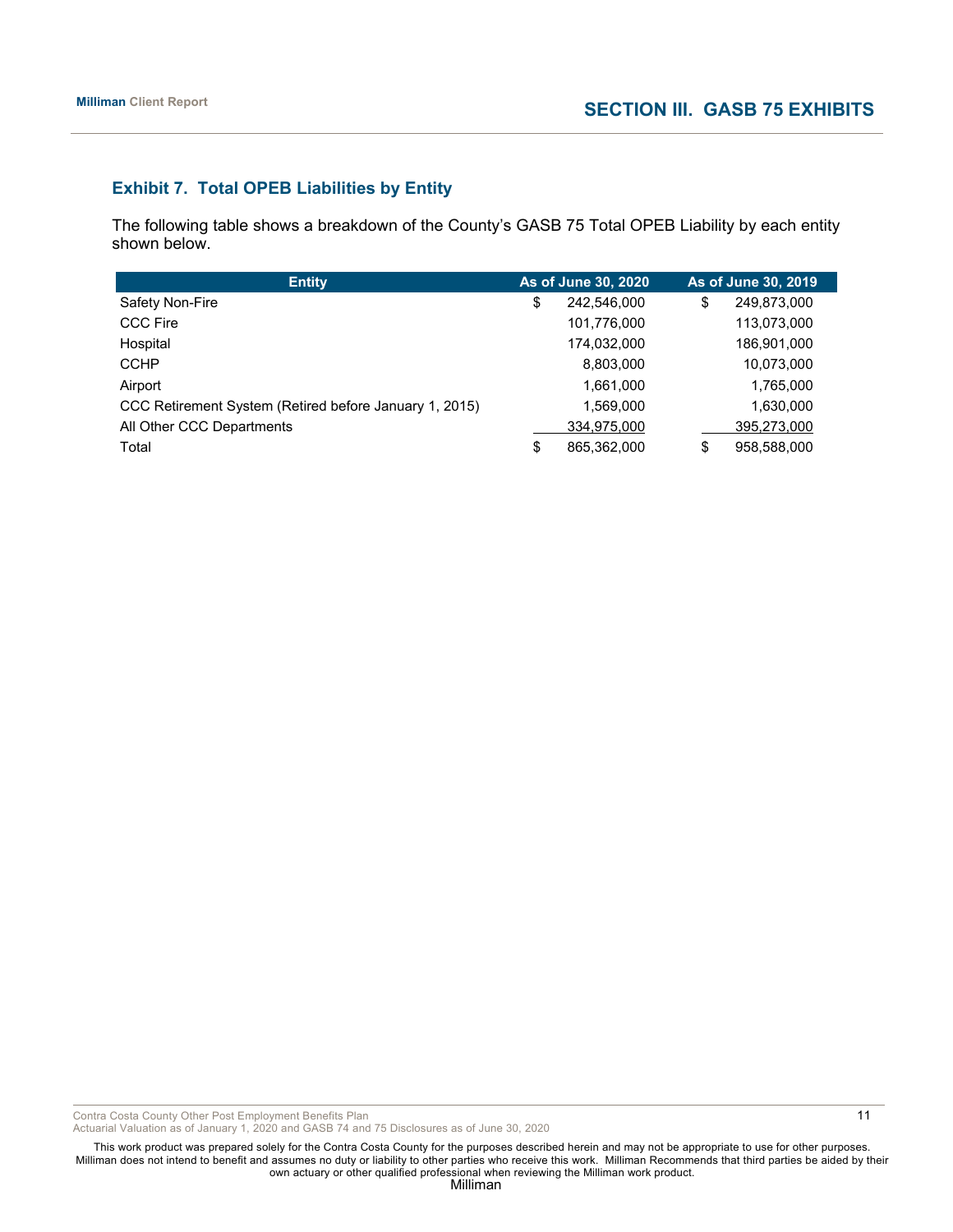## SECTION III. GASB 75 EXHIBITS

### Exhibit 7. Total OPEB Liabilities by Entity

The following table shows a breakdown of the County's GASB 75 Total OPEB Liability by each entity shown below.

| Entity | As of June 30, 2020 | As of June 30, 2019 |
|---|---|---|
| Safety Non-Fire | $ 242,546,000 | $ 249,873,000 |
| CCC Fire | 101,776,000 | 113,073,000 |
| Hospital | 174,032,000 | 186,901,000 |
| CCHP | 8,803,000 | 10,073,000 |
| Airport | 1,661,000 | 1,765,000 |
| CCC Retirement System (Retired before January 1, 2015) | 1,569,000 | 1,630,000 |
| All Other CCC Departments | 334,975,000 | 395,273,000 |
| Total | $ 865,362,000 | $ 958,588,000 |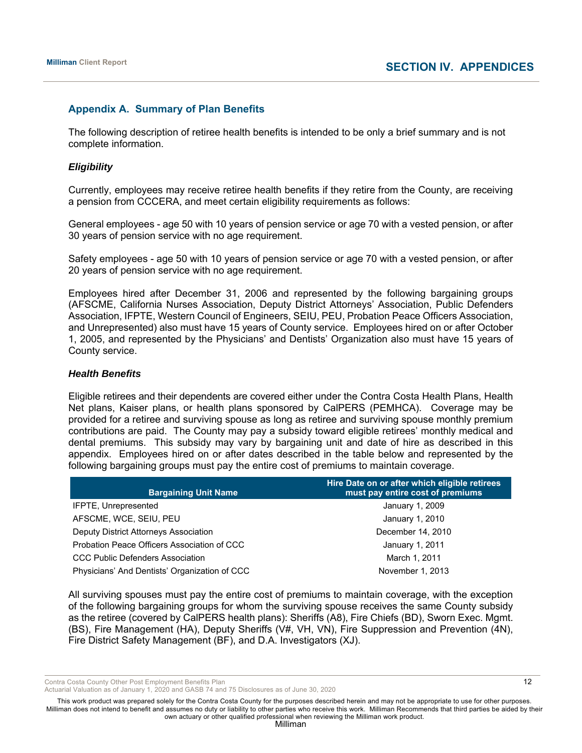## Appendix A. Summary of Plan Benefits

The following description of retiree health benefits is intended to be only a brief summary and is not complete information.

### *Eligibility*

Currently, employees may receive retiree health benefits if they retire from the County, are receiving a pension from CCCERA, and meet certain eligibility requirements as follows:

General employees - age 50 with 10 years of pension service or age 70 with a vested pension, or after 30 years of pension service with no age requirement.

Safety employees - age 50 with 10 years of pension service or age 70 with a vested pension, or after 20 years of pension service with no age requirement.

Employees hired after December 31, 2006 and represented by the following bargaining groups (AFSCME, California Nurses Association, Deputy District Attorneys' Association, Public Defenders Association, IFPTE, Western Council of Engineers, SEIU, PEU, Probation Peace Officers Association, and Unrepresented) also must have 15 years of County service. Employees hired on or after October 1, 2005, and represented by the Physicians' and Dentists' Organization also must have 15 years of County service.

### *Health Benefits*

Eligible retirees and their dependents are covered either under the Contra Costa Health Plans, Health Net plans, Kaiser plans, or health plans sponsored by CalPERS (PEMHCA). Coverage may be provided for a retiree and surviving spouse as long as retiree and surviving spouse monthly premium contributions are paid. The County may pay a subsidy toward eligible retirees' monthly medical and dental premiums. This subsidy may vary by bargaining unit and date of hire as described in this appendix. Employees hired on or after dates described in the table below and represented by the following bargaining groups must pay the entire cost of premiums to maintain coverage.

| Bargaining Unit Name | Hire Date on or after which eligible retirees must pay entire cost of premiums |
|---|---|
| IFPTE, Unrepresented | January 1, 2009 |
| AFSCME, WCE, SEIU, PEU | January 1, 2010 |
| Deputy District Attorneys Association | December 14, 2010 |
| Probation Peace Officers Association of CCC | January 1, 2011 |
| CCC Public Defenders Association | March 1, 2011 |
| Physicians' And Dentists' Organization of CCC | November 1, 2013 |

All surviving spouses must pay the entire cost of premiums to maintain coverage, with the exception of the following bargaining groups for whom the surviving spouse receives the same County subsidy as the retiree (covered by CalPERS health plans): Sheriffs (A8), Fire Chiefs (BD), Sworn Exec. Mgmt. (BS), Fire Management (HA), Deputy Sheriffs (V#, VH, VN), Fire Suppression and Prevention (4N), Fire District Safety Management (BF), and D.A. Investigators (XJ).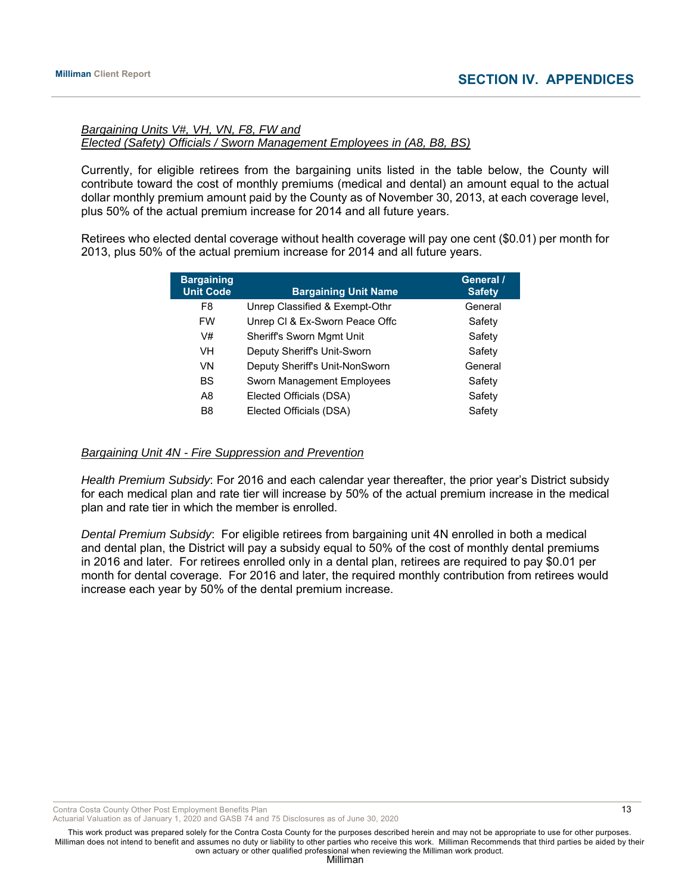*Bargaining Units V#, VH, VN, F8, FW and*
*Elected (Safety) Officials / Sworn Management Employees in (A8, B8, BS)*

Currently, for eligible retirees from the bargaining units listed in the table below, the County will contribute toward the cost of monthly premiums (medical and dental) an amount equal to the actual dollar monthly premium amount paid by the County as of November 30, 2013, at each coverage level, plus 50% of the actual premium increase for 2014 and all future years.

Retirees who elected dental coverage without health coverage will pay one cent ($0.01) per month for 2013, plus 50% of the actual premium increase for 2014 and all future years.

| Bargaining Unit Code | Bargaining Unit Name | General / Safety |
|---|---|---|
| F8 | Unrep Classified & Exempt-Othr | General |
| FW | Unrep Cl & Ex-Sworn Peace Offc | Safety |
| V# | Sheriff's Sworn Mgmt Unit | Safety |
| VH | Deputy Sheriff's Unit-Sworn | Safety |
| VN | Deputy Sheriff's Unit-NonSworn | General |
| BS | Sworn Management Employees | Safety |
| A8 | Elected Officials (DSA) | Safety |
| B8 | Elected Officials (DSA) | Safety |

*Bargaining Unit 4N - Fire Suppression and Prevention*

*Health Premium Subsidy*: For 2016 and each calendar year thereafter, the prior year's District subsidy for each medical plan and rate tier will increase by 50% of the actual premium increase in the medical plan and rate tier in which the member is enrolled.

*Dental Premium Subsidy*: For eligible retirees from bargaining unit 4N enrolled in both a medical and dental plan, the District will pay a subsidy equal to 50% of the cost of monthly dental premiums in 2016 and later. For retirees enrolled only in a dental plan, retirees are required to pay $0.01 per month for dental coverage. For 2016 and later, the required monthly contribution from retirees would increase each year by 50% of the dental premium increase.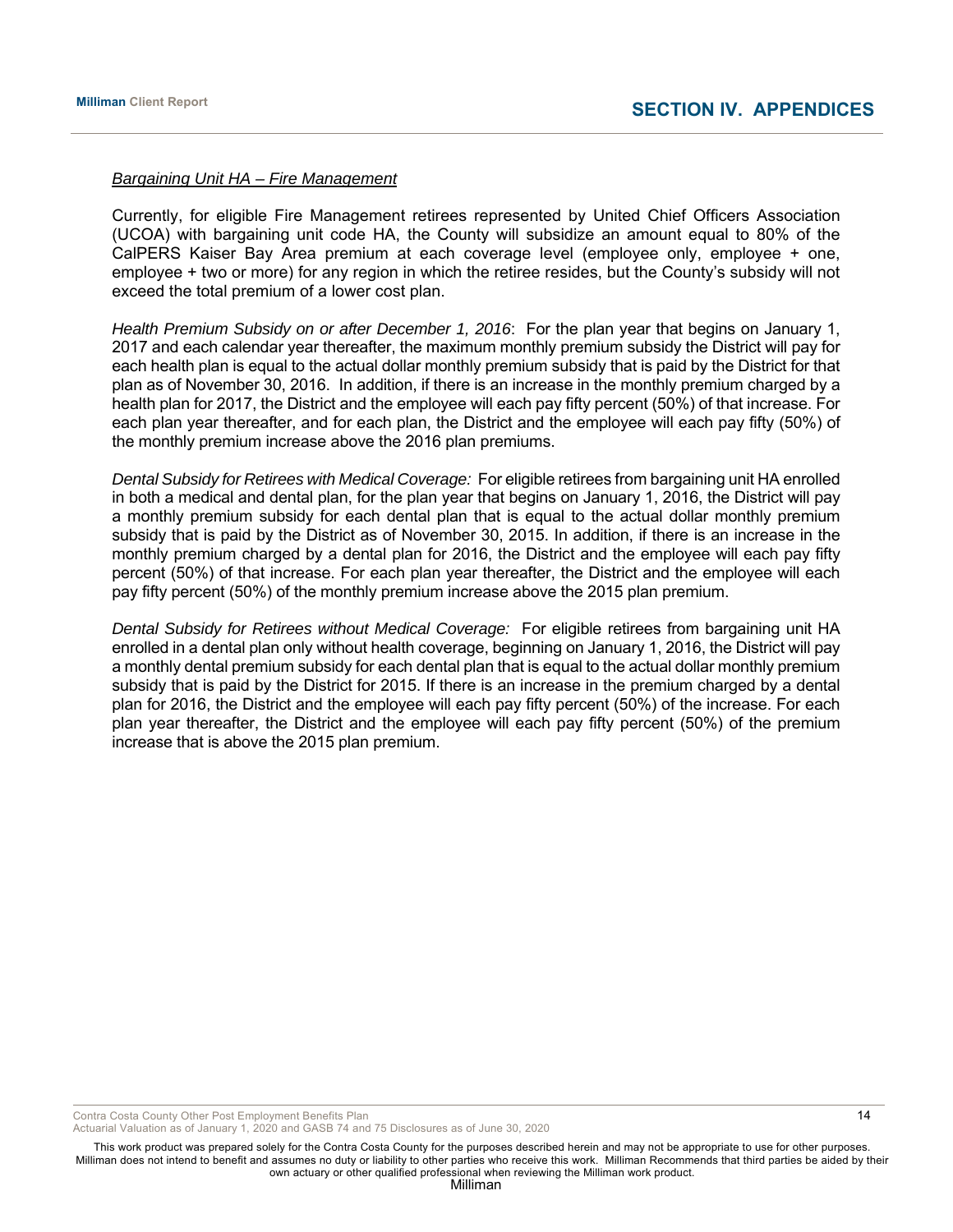*Bargaining Unit HA – Fire Management*

Currently, for eligible Fire Management retirees represented by United Chief Officers Association (UCOA) with bargaining unit code HA, the County will subsidize an amount equal to 80% of the CalPERS Kaiser Bay Area premium at each coverage level (employee only, employee + one, employee + two or more) for any region in which the retiree resides, but the County's subsidy will not exceed the total premium of a lower cost plan.

*Health Premium Subsidy on or after December 1, 2016*: For the plan year that begins on January 1, 2017 and each calendar year thereafter, the maximum monthly premium subsidy the District will pay for each health plan is equal to the actual dollar monthly premium subsidy that is paid by the District for that plan as of November 30, 2016. In addition, if there is an increase in the monthly premium charged by a health plan for 2017, the District and the employee will each pay fifty percent (50%) of that increase. For each plan year thereafter, and for each plan, the District and the employee will each pay fifty (50%) of the monthly premium increase above the 2016 plan premiums.

*Dental Subsidy for Retirees with Medical Coverage:* For eligible retirees from bargaining unit HA enrolled in both a medical and dental plan, for the plan year that begins on January 1, 2016, the District will pay a monthly premium subsidy for each dental plan that is equal to the actual dollar monthly premium subsidy that is paid by the District as of November 30, 2015. In addition, if there is an increase in the monthly premium charged by a dental plan for 2016, the District and the employee will each pay fifty percent (50%) of that increase. For each plan year thereafter, the District and the employee will each pay fifty percent (50%) of the monthly premium increase above the 2015 plan premium.

*Dental Subsidy for Retirees without Medical Coverage:* For eligible retirees from bargaining unit HA enrolled in a dental plan only without health coverage, beginning on January 1, 2016, the District will pay a monthly dental premium subsidy for each dental plan that is equal to the actual dollar monthly premium subsidy that is paid by the District for 2015. If there is an increase in the premium charged by a dental plan for 2016, the District and the employee will each pay fifty percent (50%) of the increase. For each plan year thereafter, the District and the employee will each pay fifty percent (50%) of the premium increase that is above the 2015 plan premium.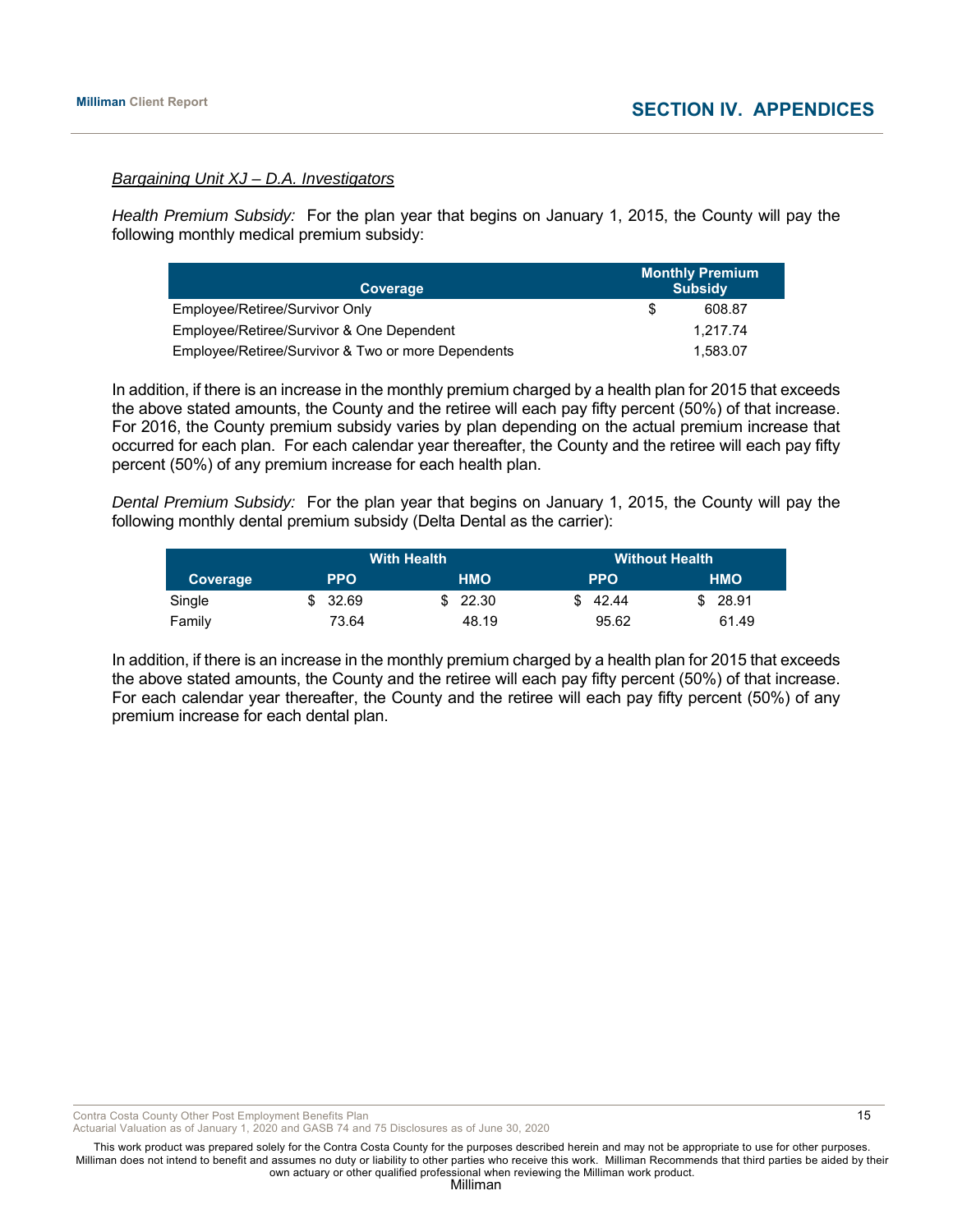*Bargaining Unit XJ – D.A. Investigators*

*Health Premium Subsidy:* For the plan year that begins on January 1, 2015, the County will pay the following monthly medical premium subsidy:

| Coverage | Monthly Premium Subsidy |
|---|---|
| Employee/Retiree/Survivor Only | $ 608.87 |
| Employee/Retiree/Survivor & One Dependent | 1,217.74 |
| Employee/Retiree/Survivor & Two or more Dependents | 1,583.07 |

In addition, if there is an increase in the monthly premium charged by a health plan for 2015 that exceeds the above stated amounts, the County and the retiree will each pay fifty percent (50%) of that increase. For 2016, the County premium subsidy varies by plan depending on the actual premium increase that occurred for each plan. For each calendar year thereafter, the County and the retiree will each pay fifty percent (50%) of any premium increase for each health plan.

*Dental Premium Subsidy:* For the plan year that begins on January 1, 2015, the County will pay the following monthly dental premium subsidy (Delta Dental as the carrier):

| | With Health | | Without Health | |
|---|---|---|---|---|
| Coverage | PPO | HMO | PPO | HMO |
| Single | $ 32.69 | $ 22.30 | $ 42.44 | $ 28.91 |
| Family | 73.64 | 48.19 | 95.62 | 61.49 |

In addition, if there is an increase in the monthly premium charged by a health plan for 2015 that exceeds the above stated amounts, the County and the retiree will each pay fifty percent (50%) of that increase. For each calendar year thereafter, the County and the retiree will each pay fifty percent (50%) of any premium increase for each dental plan.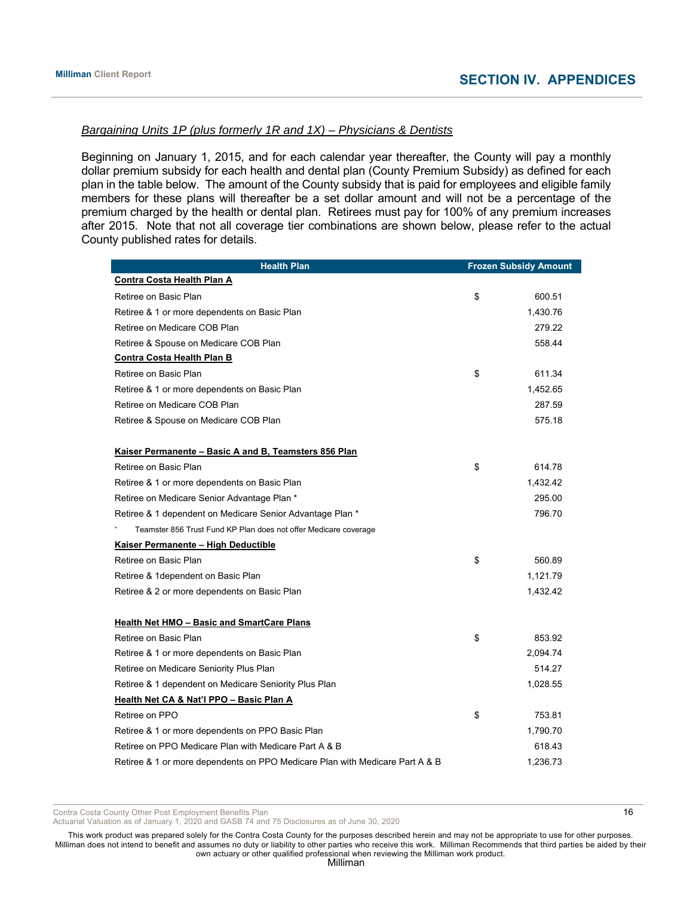*Bargaining Units 1P (plus formerly 1R and 1X) – Physicians & Dentists*

Beginning on January 1, 2015, and for each calendar year thereafter, the County will pay a monthly dollar premium subsidy for each health and dental plan (County Premium Subsidy) as defined for each plan in the table below. The amount of the County subsidy that is paid for employees and eligible family members for these plans will thereafter be a set dollar amount and will not be a percentage of the premium charged by the health or dental plan. Retirees must pay for 100% of any premium increases after 2015. Note that not all coverage tier combinations are shown below, please refer to the actual County published rates for details.

| Health Plan | Frozen Subsidy Amount |
|---|---|
| **Contra Costa Health Plan A** | |
| Retiree on Basic Plan | $ 600.51 |
| Retiree & 1 or more dependents on Basic Plan | 1,430.76 |
| Retiree on Medicare COB Plan | 279.22 |
| Retiree & Spouse on Medicare COB Plan | 558.44 |
| **Contra Costa Health Plan B** | |
| Retiree on Basic Plan | $ 611.34 |
| Retiree & 1 or more dependents on Basic Plan | 1,452.65 |
| Retiree on Medicare COB Plan | 287.59 |
| Retiree & Spouse on Medicare COB Plan | 575.18 |
| | |
| **Kaiser Permanente – Basic A and B, Teamsters 856 Plan** | |
| Retiree on Basic Plan | $ 614.78 |
| Retiree & 1 or more dependents on Basic Plan | 1,432.42 |
| Retiree on Medicare Senior Advantage Plan * | 295.00 |
| Retiree & 1 dependent on Medicare Senior Advantage Plan * | 796.70 |
| * Teamster 856 Trust Fund KP Plan does not offer Medicare coverage | |
| **Kaiser Permanente – High Deductible** | |
| Retiree on Basic Plan | $ 560.89 |
| Retiree & 1dependent on Basic Plan | 1,121.79 |
| Retiree & 2 or more dependents on Basic Plan | 1,432.42 |
| | |
| **Health Net HMO – Basic and SmartCare Plans** | |
| Retiree on Basic Plan | $ 853.92 |
| Retiree & 1 or more dependents on Basic Plan | 2,094.74 |
| Retiree on Medicare Seniority Plus Plan | 514.27 |
| Retiree & 1 dependent on Medicare Seniority Plus Plan | 1,028.55 |
| **Health Net CA & Nat'l PPO – Basic Plan A** | |
| Retiree on PPO | $ 753.81 |
| Retiree & 1 or more dependents on PPO Basic Plan | 1,790.70 |
| Retiree on PPO Medicare Plan with Medicare Part A & B | 618.43 |
| Retiree & 1 or more dependents on PPO Medicare Plan with Medicare Part A & B | 1,236.73 |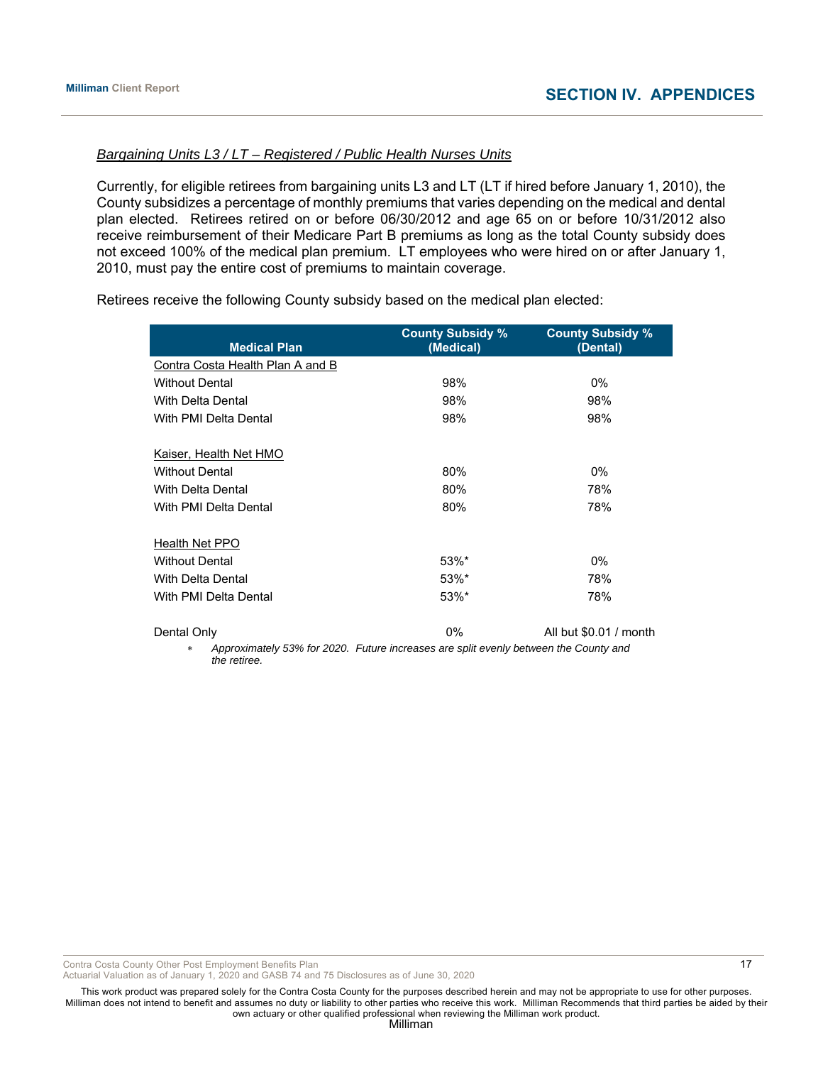*Bargaining Units L3 / LT – Registered / Public Health Nurses Units*

Currently, for eligible retirees from bargaining units L3 and LT (LT if hired before January 1, 2010), the County subsidizes a percentage of monthly premiums that varies depending on the medical and dental plan elected. Retirees retired on or before 06/30/2012 and age 65 on or before 10/31/2012 also receive reimbursement of their Medicare Part B premiums as long as the total County subsidy does not exceed 100% of the medical plan premium. LT employees who were hired on or after January 1, 2010, must pay the entire cost of premiums to maintain coverage.

Retirees receive the following County subsidy based on the medical plan elected:

| Medical Plan | County Subsidy % (Medical) | County Subsidy % (Dental) |
|---|---|---|
| Contra Costa Health Plan A and B | | |
| Without Dental | 98% | 0% |
| With Delta Dental | 98% | 98% |
| With PMI Delta Dental | 98% | 98% |
| | | |
| Kaiser, Health Net HMO | | |
| Without Dental | 80% | 0% |
| With Delta Dental | 80% | 78% |
| With PMI Delta Dental | 80% | 78% |
| | | |
| Health Net PPO | | |
| Without Dental | 53%* | 0% |
| With Delta Dental | 53%* | 78% |
| With PMI Delta Dental | 53%* | 78% |
| | | |
| Dental Only | 0% | All but $0.01 / month |

\* *Approximately 53% for 2020. Future increases are split evenly between the County and the retiree.*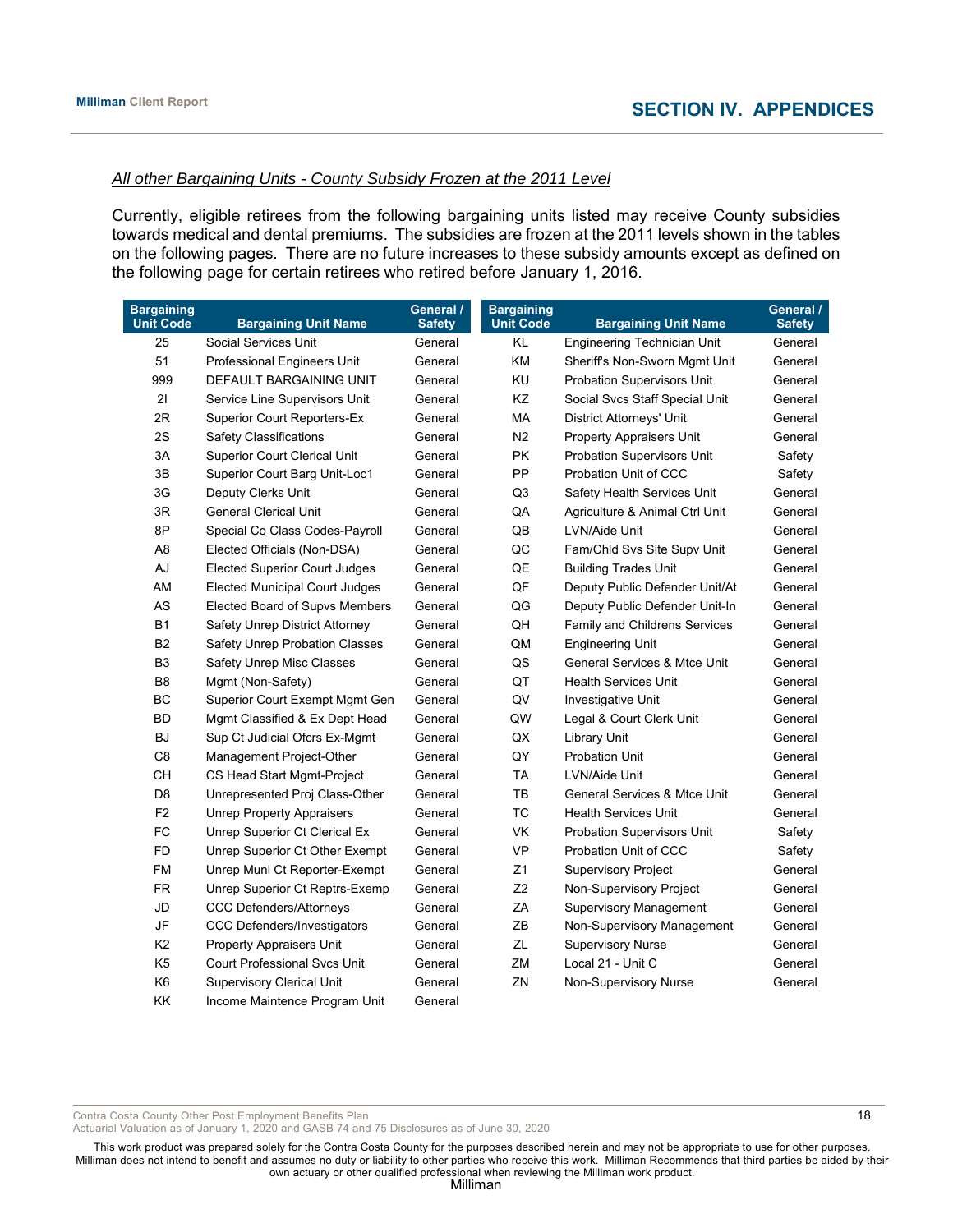*All other Bargaining Units - County Subsidy Frozen at the 2011 Level*

Currently, eligible retirees from the following bargaining units listed may receive County subsidies towards medical and dental premiums. The subsidies are frozen at the 2011 levels shown in the tables on the following pages. There are no future increases to these subsidy amounts except as defined on the following page for certain retirees who retired before January 1, 2016.

| Bargaining Unit Code | Bargaining Unit Name | General / Safety | Bargaining Unit Code | Bargaining Unit Name | General / Safety |
|---|---|---|---|---|---|
| 25 | Social Services Unit | General | KL | Engineering Technician Unit | General |
| 51 | Professional Engineers Unit | General | KM | Sheriff's Non-Sworn Mgmt Unit | General |
| 999 | DEFAULT BARGAINING UNIT | General | KU | Probation Supervisors Unit | General |
| 2I | Service Line Supervisors Unit | General | KZ | Social Svcs Staff Special Unit | General |
| 2R | Superior Court Reporters-Ex | General | MA | District Attorneys' Unit | General |
| 2S | Safety Classifications | General | N2 | Property Appraisers Unit | General |
| 3A | Superior Court Clerical Unit | General | PK | Probation Supervisors Unit | Safety |
| 3B | Superior Court Barg Unit-Loc1 | General | PP | Probation Unit of CCC | Safety |
| 3G | Deputy Clerks Unit | General | Q3 | Safety Health Services Unit | General |
| 3R | General Clerical Unit | General | QA | Agriculture & Animal Ctrl Unit | General |
| 8P | Special Co Class Codes-Payroll | General | QB | LVN/Aide Unit | General |
| A8 | Elected Officials (Non-DSA) | General | QC | Fam/Chld Svs Site Supv Unit | General |
| AJ | Elected Superior Court Judges | General | QE | Building Trades Unit | General |
| AM | Elected Municipal Court Judges | General | QF | Deputy Public Defender Unit/At | General |
| AS | Elected Board of Supvs Members | General | QG | Deputy Public Defender Unit-In | General |
| B1 | Safety Unrep District Attorney | General | QH | Family and Childrens Services | General |
| B2 | Safety Unrep Probation Classes | General | QM | Engineering Unit | General |
| B3 | Safety Unrep Misc Classes | General | QS | General Services & Mtce Unit | General |
| B8 | Mgmt (Non-Safety) | General | QT | Health Services Unit | General |
| BC | Superior Court Exempt Mgmt Gen | General | QV | Investigative Unit | General |
| BD | Mgmt Classified & Ex Dept Head | General | QW | Legal & Court Clerk Unit | General |
| BJ | Sup Ct Judicial Ofcrs Ex-Mgmt | General | QX | Library Unit | General |
| C8 | Management Project-Other | General | QY | Probation Unit | General |
| CH | CS Head Start Mgmt-Project | General | TA | LVN/Aide Unit | General |
| D8 | Unrepresented Proj Class-Other | General | TB | General Services & Mtce Unit | General |
| F2 | Unrep Property Appraisers | General | TC | Health Services Unit | General |
| FC | Unrep Superior Ct Clerical Ex | General | VK | Probation Supervisors Unit | Safety |
| FD | Unrep Superior Ct Other Exempt | General | VP | Probation Unit of CCC | Safety |
| FM | Unrep Muni Ct Reporter-Exempt | General | Z1 | Supervisory Project | General |
| FR | Unrep Superior Ct Reptrs-Exemp | General | Z2 | Non-Supervisory Project | General |
| JD | CCC Defenders/Attorneys | General | ZA | Supervisory Management | General |
| JF | CCC Defenders/Investigators | General | ZB | Non-Supervisory Management | General |
| K2 | Property Appraisers Unit | General | ZL | Supervisory Nurse | General |
| K5 | Court Professional Svcs Unit | General | ZM | Local 21 - Unit C | General |
| K6 | Supervisory Clerical Unit | General | ZN | Non-Supervisory Nurse | General |
| KK | Income Maintence Program Unit | General | | | |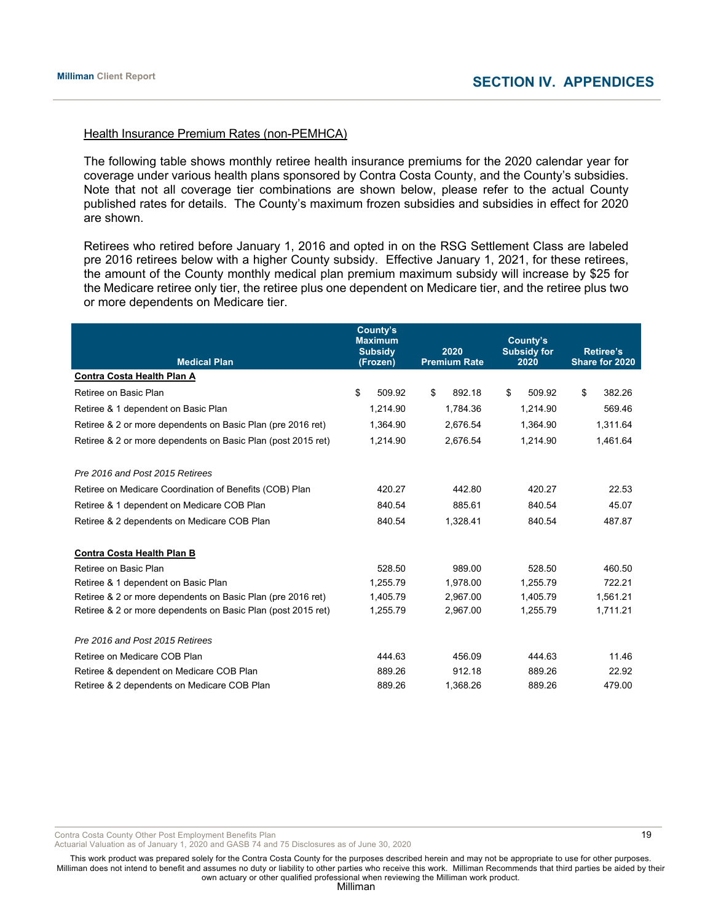## SECTION IV. APPENDICES

### Health Insurance Premium Rates (non-PEMHCA)

The following table shows monthly retiree health insurance premiums for the 2020 calendar year for coverage under various health plans sponsored by Contra Costa County, and the County's subsidies. Note that not all coverage tier combinations are shown below, please refer to the actual County published rates for details. The County's maximum frozen subsidies and subsidies in effect for 2020 are shown.

Retirees who retired before January 1, 2016 and opted in on the RSG Settlement Class are labeled pre 2016 retirees below with a higher County subsidy. Effective January 1, 2021, for these retirees, the amount of the County monthly medical plan premium maximum subsidy will increase by $25 for the Medicare retiree only tier, the retiree plus one dependent on Medicare tier, and the retiree plus two or more dependents on Medicare tier.

| Medical Plan | County's Maximum Subsidy (Frozen) | 2020 Premium Rate | County's Subsidy for 2020 | Retiree's Share for 2020 |
|---|---|---|---|---|
| **Contra Costa Health Plan A** | | | | |
| Retiree on Basic Plan | $ 509.92 | $ 892.18 | $ 509.92 | $ 382.26 |
| Retiree & 1 dependent on Basic Plan | 1,214.90 | 1,784.36 | 1,214.90 | 569.46 |
| Retiree & 2 or more dependents on Basic Plan (pre 2016 ret) | 1,364.90 | 2,676.54 | 1,364.90 | 1,311.64 |
| Retiree & 2 or more dependents on Basic Plan (post 2015 ret) | 1,214.90 | 2,676.54 | 1,214.90 | 1,461.64 |
| *Pre 2016 and Post 2015 Retirees* | | | | |
| Retiree on Medicare Coordination of Benefits (COB) Plan | 420.27 | 442.80 | 420.27 | 22.53 |
| Retiree & 1 dependent on Medicare COB Plan | 840.54 | 885.61 | 840.54 | 45.07 |
| Retiree & 2 dependents on Medicare COB Plan | 840.54 | 1,328.41 | 840.54 | 487.87 |
| **Contra Costa Health Plan B** | | | | |
| Retiree on Basic Plan | 528.50 | 989.00 | 528.50 | 460.50 |
| Retiree & 1 dependent on Basic Plan | 1,255.79 | 1,978.00 | 1,255.79 | 722.21 |
| Retiree & 2 or more dependents on Basic Plan (pre 2016 ret) | 1,405.79 | 2,967.00 | 1,405.79 | 1,561.21 |
| Retiree & 2 or more dependents on Basic Plan (post 2015 ret) | 1,255.79 | 2,967.00 | 1,255.79 | 1,711.21 |
| *Pre 2016 and Post 2015 Retirees* | | | | |
| Retiree on Medicare COB Plan | 444.63 | 456.09 | 444.63 | 11.46 |
| Retiree & dependent on Medicare COB Plan | 889.26 | 912.18 | 889.26 | 22.92 |
| Retiree & 2 dependents on Medicare COB Plan | 889.26 | 1,368.26 | 889.26 | 479.00 |

This work product was prepared solely for the Contra Costa County for the purposes described herein and may not be appropriate to use for other purposes. Milliman does not intend to benefit and assumes no duty or liability to other parties who receive this work. Milliman Recommends that third parties be aided by their own actuary or other qualified professional when reviewing the Milliman work product.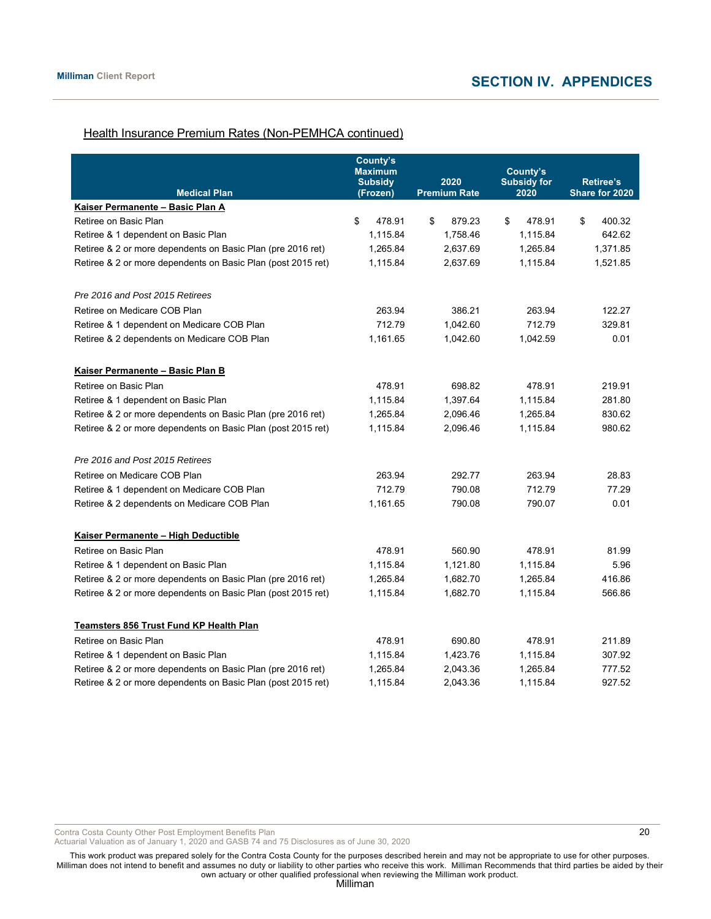## Health Insurance Premium Rates (Non-PEMHCA continued)

| Medical Plan | County's Maximum Subsidy (Frozen) | 2020 Premium Rate | County's Subsidy for 2020 | Retiree's Share for 2020 |
|---|---|---|---|---|
| **Kaiser Permanente – Basic Plan A** | | | | |
| Retiree on Basic Plan | $ 478.91 | $ 879.23 | $ 478.91 | $ 400.32 |
| Retiree & 1 dependent on Basic Plan | 1,115.84 | 1,758.46 | 1,115.84 | 642.62 |
| Retiree & 2 or more dependents on Basic Plan (pre 2016 ret) | 1,265.84 | 2,637.69 | 1,265.84 | 1,371.85 |
| Retiree & 2 or more dependents on Basic Plan (post 2015 ret) | 1,115.84 | 2,637.69 | 1,115.84 | 1,521.85 |
| *Pre 2016 and Post 2015 Retirees* | | | | |
| Retiree on Medicare COB Plan | 263.94 | 386.21 | 263.94 | 122.27 |
| Retiree & 1 dependent on Medicare COB Plan | 712.79 | 1,042.60 | 712.79 | 329.81 |
| Retiree & 2 dependents on Medicare COB Plan | 1,161.65 | 1,042.60 | 1,042.59 | 0.01 |
| **Kaiser Permanente – Basic Plan B** | | | | |
| Retiree on Basic Plan | 478.91 | 698.82 | 478.91 | 219.91 |
| Retiree & 1 dependent on Basic Plan | 1,115.84 | 1,397.64 | 1,115.84 | 281.80 |
| Retiree & 2 or more dependents on Basic Plan (pre 2016 ret) | 1,265.84 | 2,096.46 | 1,265.84 | 830.62 |
| Retiree & 2 or more dependents on Basic Plan (post 2015 ret) | 1,115.84 | 2,096.46 | 1,115.84 | 980.62 |
| *Pre 2016 and Post 2015 Retirees* | | | | |
| Retiree on Medicare COB Plan | 263.94 | 292.77 | 263.94 | 28.83 |
| Retiree & 1 dependent on Medicare COB Plan | 712.79 | 790.08 | 712.79 | 77.29 |
| Retiree & 2 dependents on Medicare COB Plan | 1,161.65 | 790.08 | 790.07 | 0.01 |
| **Kaiser Permanente – High Deductible** | | | | |
| Retiree on Basic Plan | 478.91 | 560.90 | 478.91 | 81.99 |
| Retiree & 1 dependent on Basic Plan | 1,115.84 | 1,121.80 | 1,115.84 | 5.96 |
| Retiree & 2 or more dependents on Basic Plan (pre 2016 ret) | 1,265.84 | 1,682.70 | 1,265.84 | 416.86 |
| Retiree & 2 or more dependents on Basic Plan (post 2015 ret) | 1,115.84 | 1,682.70 | 1,115.84 | 566.86 |
| **Teamsters 856 Trust Fund KP Health Plan** | | | | |
| Retiree on Basic Plan | 478.91 | 690.80 | 478.91 | 211.89 |
| Retiree & 1 dependent on Basic Plan | 1,115.84 | 1,423.76 | 1,115.84 | 307.92 |
| Retiree & 2 or more dependents on Basic Plan (pre 2016 ret) | 1,265.84 | 2,043.36 | 1,265.84 | 777.52 |
| Retiree & 2 or more dependents on Basic Plan (post 2015 ret) | 1,115.84 | 2,043.36 | 1,115.84 | 927.52 |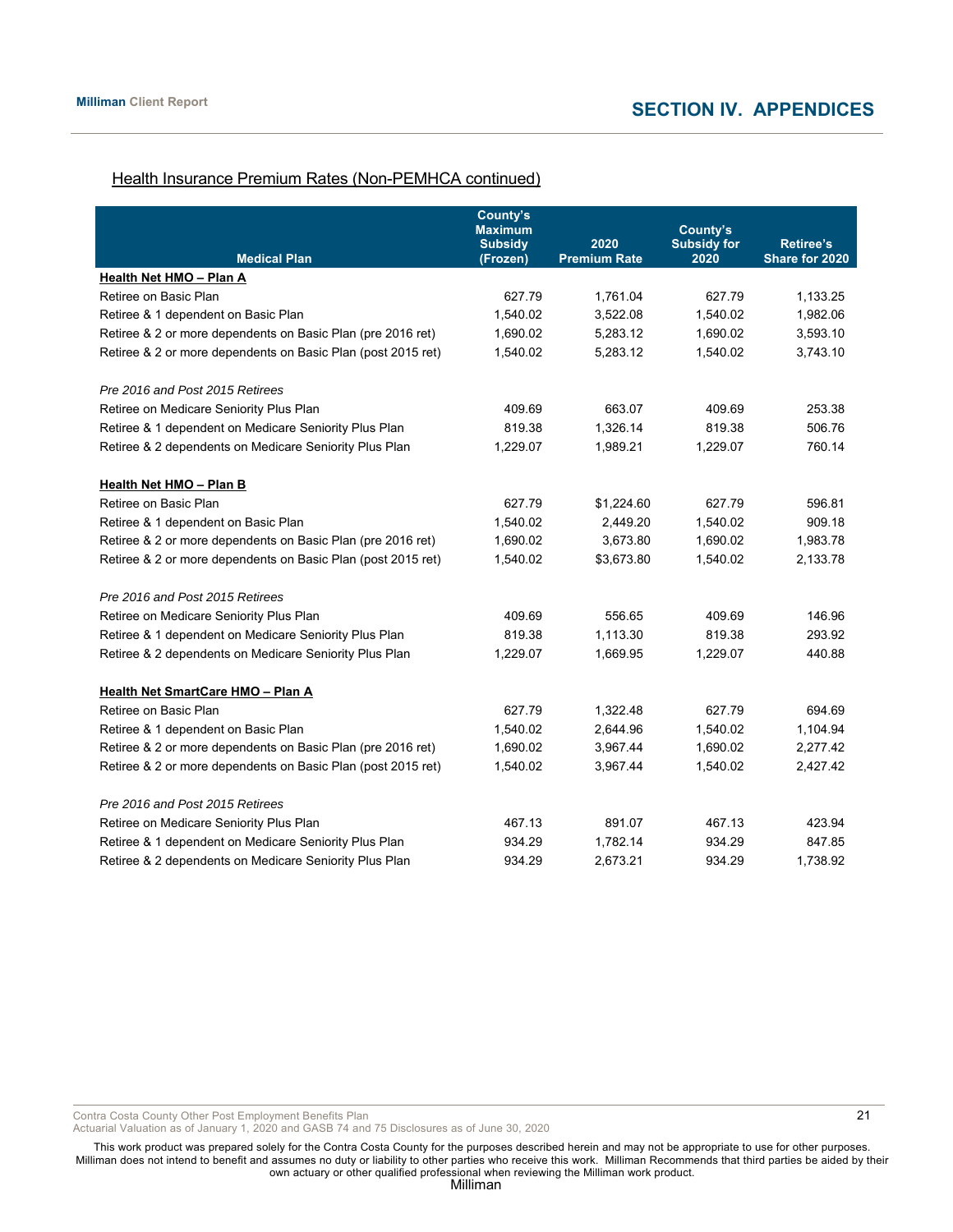## Health Insurance Premium Rates (Non-PEMHCA continued)

| Medical Plan | County's Maximum Subsidy (Frozen) | 2020 Premium Rate | County's Subsidy for 2020 | Retiree's Share for 2020 |
|---|---|---|---|---|
| **Health Net HMO – Plan A** | | | | |
| Retiree on Basic Plan | 627.79 | 1,761.04 | 627.79 | 1,133.25 |
| Retiree & 1 dependent on Basic Plan | 1,540.02 | 3,522.08 | 1,540.02 | 1,982.06 |
| Retiree & 2 or more dependents on Basic Plan (pre 2016 ret) | 1,690.02 | 5,283.12 | 1,690.02 | 3,593.10 |
| Retiree & 2 or more dependents on Basic Plan (post 2015 ret) | 1,540.02 | 5,283.12 | 1,540.02 | 3,743.10 |
| | | | | |
| *Pre 2016 and Post 2015 Retirees* | | | | |
| Retiree on Medicare Seniority Plus Plan | 409.69 | 663.07 | 409.69 | 253.38 |
| Retiree & 1 dependent on Medicare Seniority Plus Plan | 819.38 | 1,326.14 | 819.38 | 506.76 |
| Retiree & 2 dependents on Medicare Seniority Plus Plan | 1,229.07 | 1,989.21 | 1,229.07 | 760.14 |
| | | | | |
| **Health Net HMO – Plan B** | | | | |
| Retiree on Basic Plan | 627.79 | $1,224.60 | 627.79 | 596.81 |
| Retiree & 1 dependent on Basic Plan | 1,540.02 | 2,449.20 | 1,540.02 | 909.18 |
| Retiree & 2 or more dependents on Basic Plan (pre 2016 ret) | 1,690.02 | 3,673.80 | 1,690.02 | 1,983.78 |
| Retiree & 2 or more dependents on Basic Plan (post 2015 ret) | 1,540.02 | $3,673.80 | 1,540.02 | 2,133.78 |
| | | | | |
| *Pre 2016 and Post 2015 Retirees* | | | | |
| Retiree on Medicare Seniority Plus Plan | 409.69 | 556.65 | 409.69 | 146.96 |
| Retiree & 1 dependent on Medicare Seniority Plus Plan | 819.38 | 1,113.30 | 819.38 | 293.92 |
| Retiree & 2 dependents on Medicare Seniority Plus Plan | 1,229.07 | 1,669.95 | 1,229.07 | 440.88 |
| | | | | |
| **Health Net SmartCare HMO – Plan A** | | | | |
| Retiree on Basic Plan | 627.79 | 1,322.48 | 627.79 | 694.69 |
| Retiree & 1 dependent on Basic Plan | 1,540.02 | 2,644.96 | 1,540.02 | 1,104.94 |
| Retiree & 2 or more dependents on Basic Plan (pre 2016 ret) | 1,690.02 | 3,967.44 | 1,690.02 | 2,277.42 |
| Retiree & 2 or more dependents on Basic Plan (post 2015 ret) | 1,540.02 | 3,967.44 | 1,540.02 | 2,427.42 |
| | | | | |
| *Pre 2016 and Post 2015 Retirees* | | | | |
| Retiree on Medicare Seniority Plus Plan | 467.13 | 891.07 | 467.13 | 423.94 |
| Retiree & 1 dependent on Medicare Seniority Plus Plan | 934.29 | 1,782.14 | 934.29 | 847.85 |
| Retiree & 2 dependents on Medicare Seniority Plus Plan | 934.29 | 2,673.21 | 934.29 | 1,738.92 |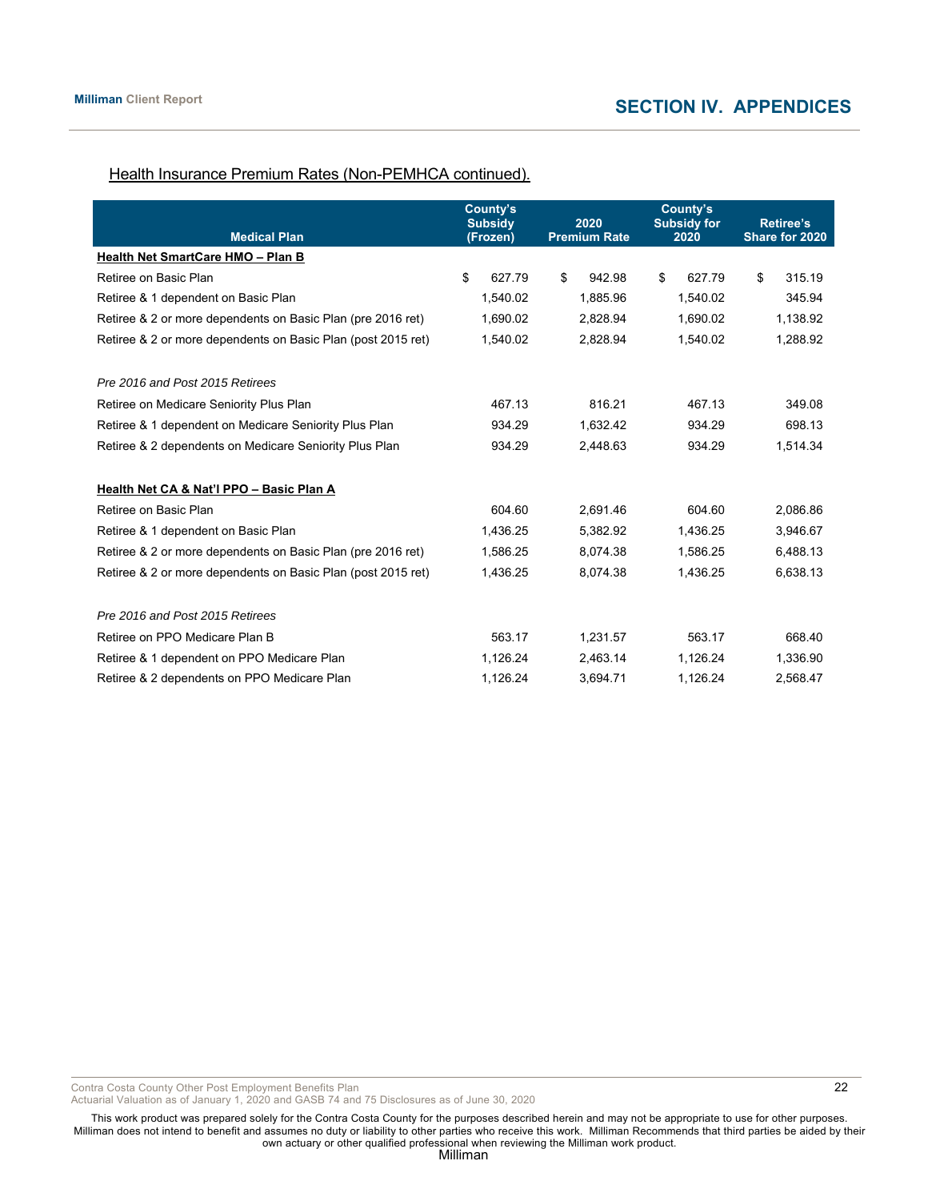Health Insurance Premium Rates (Non-PEMHCA continued).

| Medical Plan | County's Subsidy (Frozen) | 2020 Premium Rate | County's Subsidy for 2020 | Retiree's Share for 2020 |
|---|---|---|---|---|
| **Health Net SmartCare HMO – Plan B** | | | | |
| Retiree on Basic Plan | $ 627.79 | $ 942.98 | $ 627.79 | $ 315.19 |
| Retiree & 1 dependent on Basic Plan | 1,540.02 | 1,885.96 | 1,540.02 | 345.94 |
| Retiree & 2 or more dependents on Basic Plan (pre 2016 ret) | 1,690.02 | 2,828.94 | 1,690.02 | 1,138.92 |
| Retiree & 2 or more dependents on Basic Plan (post 2015 ret) | 1,540.02 | 2,828.94 | 1,540.02 | 1,288.92 |
| | | | | |
| *Pre 2016 and Post 2015 Retirees* | | | | |
| Retiree on Medicare Seniority Plus Plan | 467.13 | 816.21 | 467.13 | 349.08 |
| Retiree & 1 dependent on Medicare Seniority Plus Plan | 934.29 | 1,632.42 | 934.29 | 698.13 |
| Retiree & 2 dependents on Medicare Seniority Plus Plan | 934.29 | 2,448.63 | 934.29 | 1,514.34 |
| | | | | |
| **Health Net CA & Nat'l PPO – Basic Plan A** | | | | |
| Retiree on Basic Plan | 604.60 | 2,691.46 | 604.60 | 2,086.86 |
| Retiree & 1 dependent on Basic Plan | 1,436.25 | 5,382.92 | 1,436.25 | 3,946.67 |
| Retiree & 2 or more dependents on Basic Plan (pre 2016 ret) | 1,586.25 | 8,074.38 | 1,586.25 | 6,488.13 |
| Retiree & 2 or more dependents on Basic Plan (post 2015 ret) | 1,436.25 | 8,074.38 | 1,436.25 | 6,638.13 |
| | | | | |
| *Pre 2016 and Post 2015 Retirees* | | | | |
| Retiree on PPO Medicare Plan B | 563.17 | 1,231.57 | 563.17 | 668.40 |
| Retiree & 1 dependent on PPO Medicare Plan | 1,126.24 | 2,463.14 | 1,126.24 | 1,336.90 |
| Retiree & 2 dependents on PPO Medicare Plan | 1,126.24 | 3,694.71 | 1,126.24 | 2,568.47 |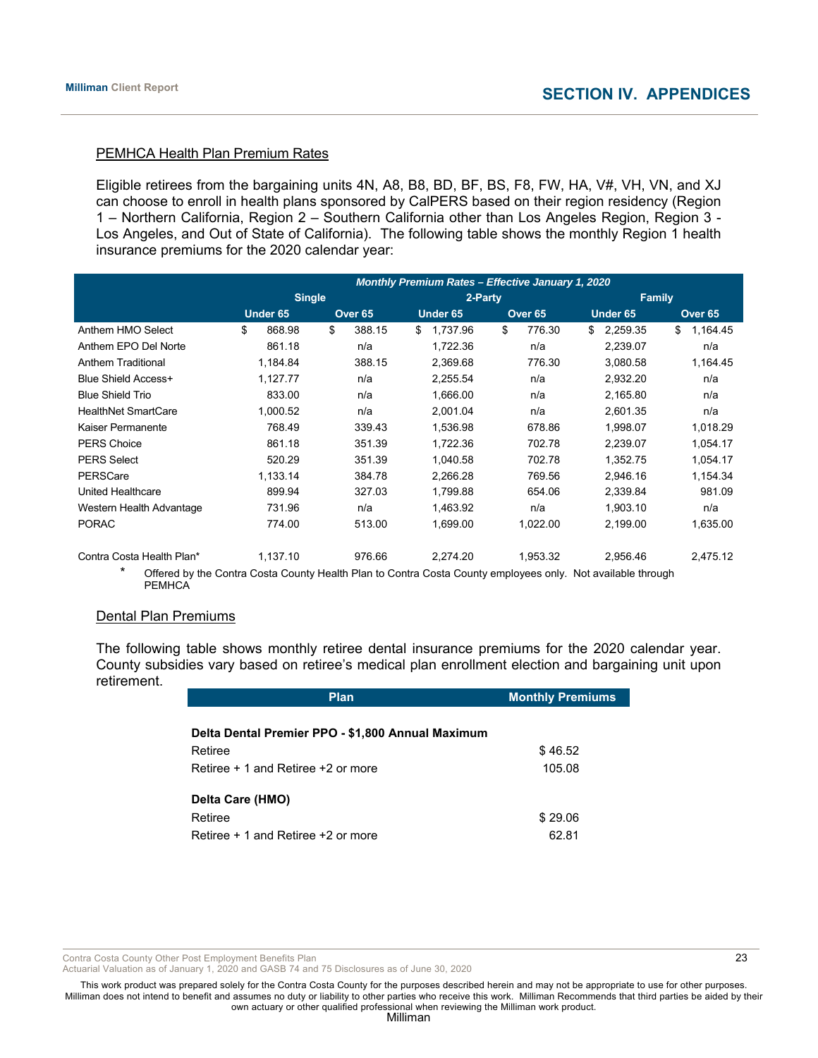## PEMHCA Health Plan Premium Rates

Eligible retirees from the bargaining units 4N, A8, B8, BD, BF, BS, F8, FW, HA, V#, VH, VN, and XJ can choose to enroll in health plans sponsored by CalPERS based on their region residency (Region 1 – Northern California, Region 2 – Southern California other than Los Angeles Region, Region 3 - Los Angeles, and Out of State of California). The following table shows the monthly Region 1 health insurance premiums for the 2020 calendar year:

| | *Monthly Premium Rates – Effective January 1, 2020* | | | | | |
|---|---|---|---|---|---|---|
| | **Single** | | **2-Party** | | **Family** | |
| | **Under 65** | **Over 65** | **Under 65** | **Over 65** | **Under 65** | **Over 65** |
| Anthem HMO Select | $ 868.98 | $ 388.15 | $ 1,737.96 | $ 776.30 | $ 2,259.35 | $ 1,164.45 |
| Anthem EPO Del Norte | 861.18 | n/a | 1,722.36 | n/a | 2,239.07 | n/a |
| Anthem Traditional | 1,184.84 | 388.15 | 2,369.68 | 776.30 | 3,080.58 | 1,164.45 |
| Blue Shield Access+ | 1,127.77 | n/a | 2,255.54 | n/a | 2,932.20 | n/a |
| Blue Shield Trio | 833.00 | n/a | 1,666.00 | n/a | 2,165.80 | n/a |
| HealthNet SmartCare | 1,000.52 | n/a | 2,001.04 | n/a | 2,601.35 | n/a |
| Kaiser Permanente | 768.49 | 339.43 | 1,536.98 | 678.86 | 1,998.07 | 1,018.29 |
| PERS Choice | 861.18 | 351.39 | 1,722.36 | 702.78 | 2,239.07 | 1,054.17 |
| PERS Select | 520.29 | 351.39 | 1,040.58 | 702.78 | 1,352.75 | 1,054.17 |
| PERSCare | 1,133.14 | 384.78 | 2,266.28 | 769.56 | 2,946.16 | 1,154.34 |
| United Healthcare | 899.94 | 327.03 | 1,799.88 | 654.06 | 2,339.84 | 981.09 |
| Western Health Advantage | 731.96 | n/a | 1,463.92 | n/a | 1,903.10 | n/a |
| PORAC | 774.00 | 513.00 | 1,699.00 | 1,022.00 | 2,199.00 | 1,635.00 |
| Contra Costa Health Plan* | 1,137.10 | 976.66 | 2,274.20 | 1,953.32 | 2,956.46 | 2,475.12 |

\* Offered by the Contra Costa County Health Plan to Contra Costa County employees only. Not available through PEMHCA

## Dental Plan Premiums

The following table shows monthly retiree dental insurance premiums for the 2020 calendar year. County subsidies vary based on retiree's medical plan enrollment election and bargaining unit upon retirement.

| Plan | Monthly Premiums |
|---|---|
| **Delta Dental Premier PPO - $1,800 Annual Maximum** | |
| Retiree | $ 46.52 |
| Retiree + 1 and Retiree +2 or more | 105.08 |
| **Delta Care (HMO)** | |
| Retiree | $ 29.06 |
| Retiree + 1 and Retiree +2 or more | 62.81 |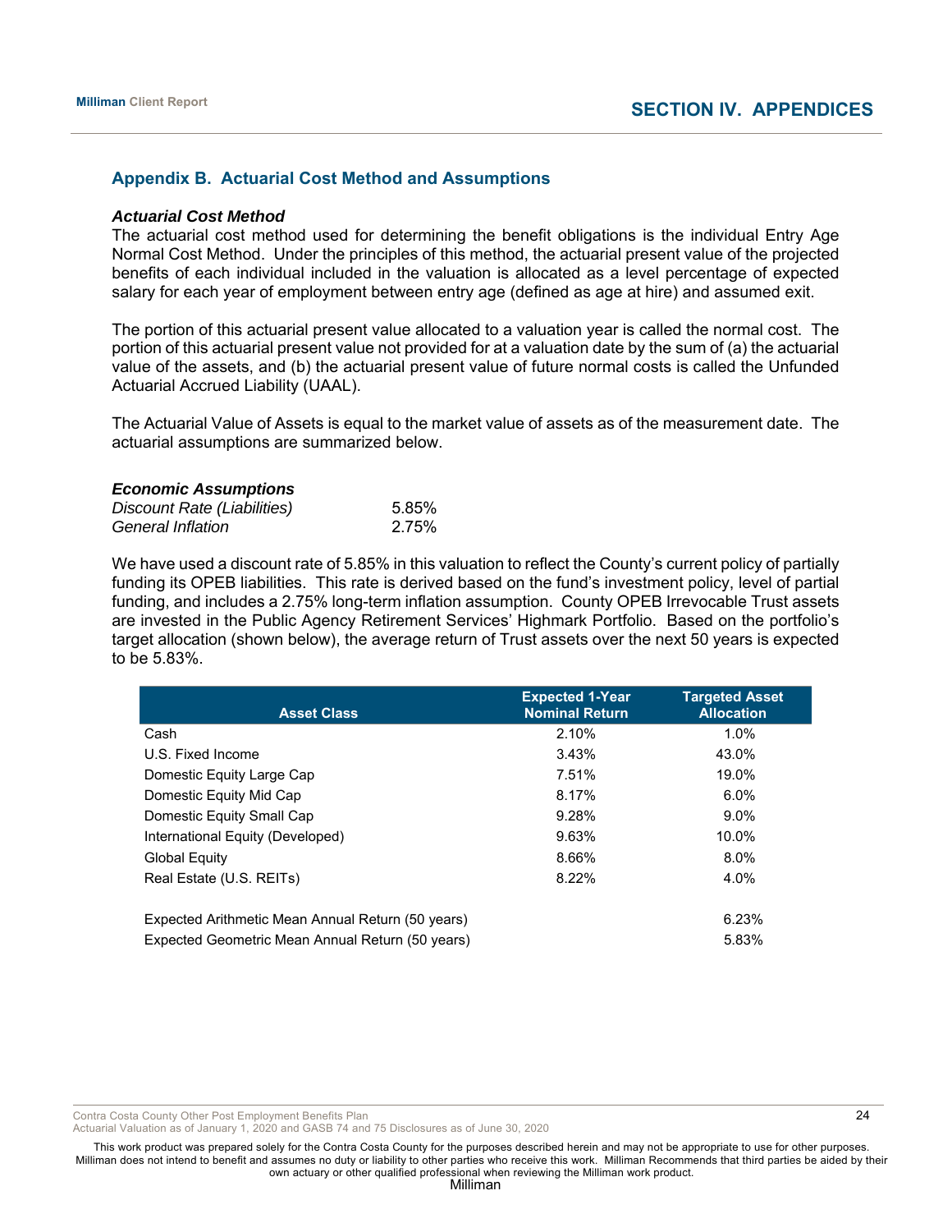## Appendix B. Actuarial Cost Method and Assumptions

***Actuarial Cost Method***

The actuarial cost method used for determining the benefit obligations is the individual Entry Age Normal Cost Method. Under the principles of this method, the actuarial present value of the projected benefits of each individual included in the valuation is allocated as a level percentage of expected salary for each year of employment between entry age (defined as age at hire) and assumed exit.

The portion of this actuarial present value allocated to a valuation year is called the normal cost. The portion of this actuarial present value not provided for at a valuation date by the sum of (a) the actuarial value of the assets, and (b) the actuarial present value of future normal costs is called the Unfunded Actuarial Accrued Liability (UAAL).

The Actuarial Value of Assets is equal to the market value of assets as of the measurement date. The actuarial assumptions are summarized below.

***Economic Assumptions***

| | |
|---|---|
| *Discount Rate (Liabilities)* | 5.85% |
| *General Inflation* | 2.75% |

We have used a discount rate of 5.85% in this valuation to reflect the County's current policy of partially funding its OPEB liabilities. This rate is derived based on the fund's investment policy, level of partial funding, and includes a 2.75% long-term inflation assumption. County OPEB Irrevocable Trust assets are invested in the Public Agency Retirement Services' Highmark Portfolio. Based on the portfolio's target allocation (shown below), the average return of Trust assets over the next 50 years is expected to be 5.83%.

| Asset Class | Expected 1-Year Nominal Return | Targeted Asset Allocation |
|---|---|---|
| Cash | 2.10% | 1.0% |
| U.S. Fixed Income | 3.43% | 43.0% |
| Domestic Equity Large Cap | 7.51% | 19.0% |
| Domestic Equity Mid Cap | 8.17% | 6.0% |
| Domestic Equity Small Cap | 9.28% | 9.0% |
| International Equity (Developed) | 9.63% | 10.0% |
| Global Equity | 8.66% | 8.0% |
| Real Estate (U.S. REITs) | 8.22% | 4.0% |
| | | |
| Expected Arithmetic Mean Annual Return (50 years) | | 6.23% |
| Expected Geometric Mean Annual Return (50 years) | | 5.83% |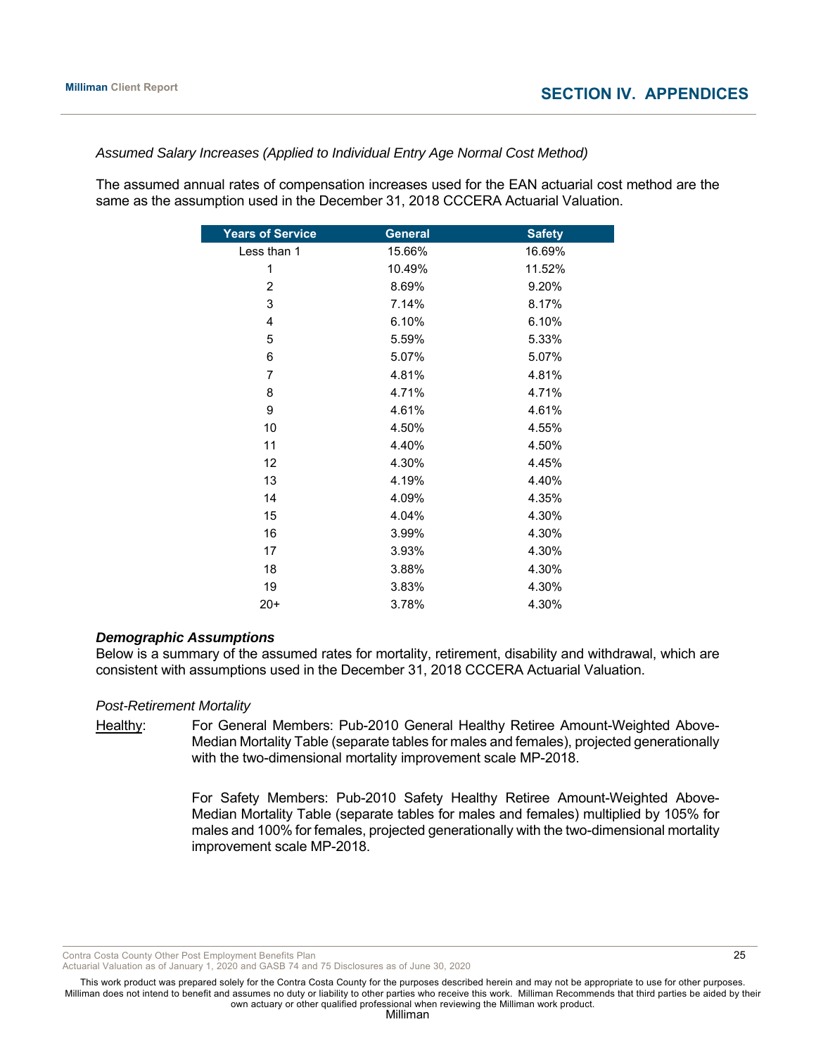*Assumed Salary Increases (Applied to Individual Entry Age Normal Cost Method)*

The assumed annual rates of compensation increases used for the EAN actuarial cost method are the same as the assumption used in the December 31, 2018 CCCERA Actuarial Valuation.

| Years of Service | General | Safety |
|---|---|---|
| Less than 1 | 15.66% | 16.69% |
| 1 | 10.49% | 11.52% |
| 2 | 8.69% | 9.20% |
| 3 | 7.14% | 8.17% |
| 4 | 6.10% | 6.10% |
| 5 | 5.59% | 5.33% |
| 6 | 5.07% | 5.07% |
| 7 | 4.81% | 4.81% |
| 8 | 4.71% | 4.71% |
| 9 | 4.61% | 4.61% |
| 10 | 4.50% | 4.55% |
| 11 | 4.40% | 4.50% |
| 12 | 4.30% | 4.45% |
| 13 | 4.19% | 4.40% |
| 14 | 4.09% | 4.35% |
| 15 | 4.04% | 4.30% |
| 16 | 3.99% | 4.30% |
| 17 | 3.93% | 4.30% |
| 18 | 3.88% | 4.30% |
| 19 | 3.83% | 4.30% |
| 20+ | 3.78% | 4.30% |

***Demographic Assumptions***

Below is a summary of the assumed rates for mortality, retirement, disability and withdrawal, which are consistent with assumptions used in the December 31, 2018 CCCERA Actuarial Valuation.

*Post-Retirement Mortality*

Healthy: For General Members: Pub-2010 General Healthy Retiree Amount-Weighted Above-Median Mortality Table (separate tables for males and females), projected generationally with the two-dimensional mortality improvement scale MP-2018.

For Safety Members: Pub-2010 Safety Healthy Retiree Amount-Weighted Above-Median Mortality Table (separate tables for males and females) multiplied by 105% for males and 100% for females, projected generationally with the two-dimensional mortality improvement scale MP-2018.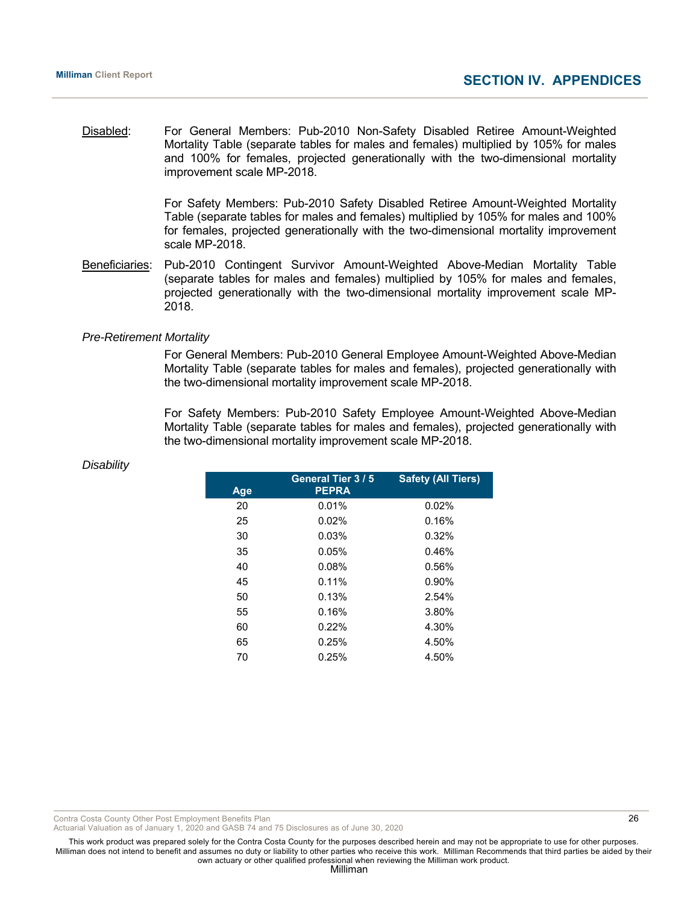Disabled: For General Members: Pub-2010 Non-Safety Disabled Retiree Amount-Weighted Mortality Table (separate tables for males and females) multiplied by 105% for males and 100% for females, projected generationally with the two-dimensional mortality improvement scale MP-2018.

For Safety Members: Pub-2010 Safety Disabled Retiree Amount-Weighted Mortality Table (separate tables for males and females) multiplied by 105% for males and 100% for females, projected generationally with the two-dimensional mortality improvement scale MP-2018.

Beneficiaries: Pub-2010 Contingent Survivor Amount-Weighted Above-Median Mortality Table (separate tables for males and females) multiplied by 105% for males and females, projected generationally with the two-dimensional mortality improvement scale MP-2018.

*Pre-Retirement Mortality*

For General Members: Pub-2010 General Employee Amount-Weighted Above-Median Mortality Table (separate tables for males and females), projected generationally with the two-dimensional mortality improvement scale MP-2018.

For Safety Members: Pub-2010 Safety Employee Amount-Weighted Above-Median Mortality Table (separate tables for males and females), projected generationally with the two-dimensional mortality improvement scale MP-2018.

*Disability*

| Age | General Tier 3 / 5 PEPRA | Safety (All Tiers) |
|---|---|---|
| 20 | 0.01% | 0.02% |
| 25 | 0.02% | 0.16% |
| 30 | 0.03% | 0.32% |
| 35 | 0.05% | 0.46% |
| 40 | 0.08% | 0.56% |
| 45 | 0.11% | 0.90% |
| 50 | 0.13% | 2.54% |
| 55 | 0.16% | 3.80% |
| 60 | 0.22% | 4.30% |
| 65 | 0.25% | 4.50% |
| 70 | 0.25% | 4.50% |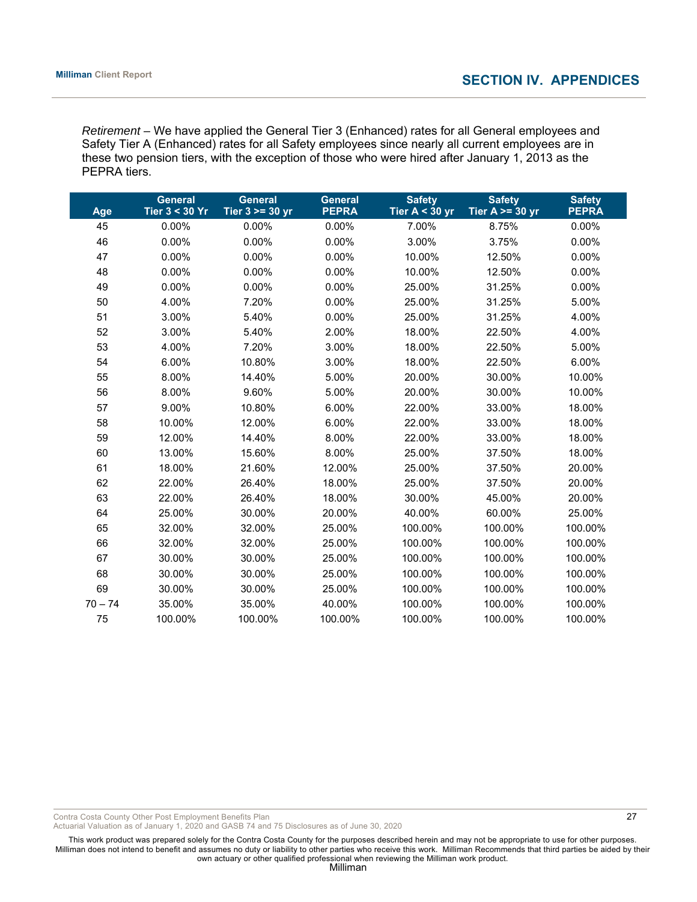*Retirement* – We have applied the General Tier 3 (Enhanced) rates for all General employees and Safety Tier A (Enhanced) rates for all Safety employees since nearly all current employees are in these two pension tiers, with the exception of those who were hired after January 1, 2013 as the PEPRA tiers.

| Age | General Tier 3 < 30 Yr | General Tier 3 >= 30 yr | General PEPRA | Safety Tier A < 30 yr | Safety Tier A >= 30 yr | Safety PEPRA |
|---|---|---|---|---|---|---|
| 45 | 0.00% | 0.00% | 0.00% | 7.00% | 8.75% | 0.00% |
| 46 | 0.00% | 0.00% | 0.00% | 3.00% | 3.75% | 0.00% |
| 47 | 0.00% | 0.00% | 0.00% | 10.00% | 12.50% | 0.00% |
| 48 | 0.00% | 0.00% | 0.00% | 10.00% | 12.50% | 0.00% |
| 49 | 0.00% | 0.00% | 0.00% | 25.00% | 31.25% | 0.00% |
| 50 | 4.00% | 7.20% | 0.00% | 25.00% | 31.25% | 5.00% |
| 51 | 3.00% | 5.40% | 0.00% | 25.00% | 31.25% | 4.00% |
| 52 | 3.00% | 5.40% | 2.00% | 18.00% | 22.50% | 4.00% |
| 53 | 4.00% | 7.20% | 3.00% | 18.00% | 22.50% | 5.00% |
| 54 | 6.00% | 10.80% | 3.00% | 18.00% | 22.50% | 6.00% |
| 55 | 8.00% | 14.40% | 5.00% | 20.00% | 30.00% | 10.00% |
| 56 | 8.00% | 9.60% | 5.00% | 20.00% | 30.00% | 10.00% |
| 57 | 9.00% | 10.80% | 6.00% | 22.00% | 33.00% | 18.00% |
| 58 | 10.00% | 12.00% | 6.00% | 22.00% | 33.00% | 18.00% |
| 59 | 12.00% | 14.40% | 8.00% | 22.00% | 33.00% | 18.00% |
| 60 | 13.00% | 15.60% | 8.00% | 25.00% | 37.50% | 18.00% |
| 61 | 18.00% | 21.60% | 12.00% | 25.00% | 37.50% | 20.00% |
| 62 | 22.00% | 26.40% | 18.00% | 25.00% | 37.50% | 20.00% |
| 63 | 22.00% | 26.40% | 18.00% | 30.00% | 45.00% | 20.00% |
| 64 | 25.00% | 30.00% | 20.00% | 40.00% | 60.00% | 25.00% |
| 65 | 32.00% | 32.00% | 25.00% | 100.00% | 100.00% | 100.00% |
| 66 | 32.00% | 32.00% | 25.00% | 100.00% | 100.00% | 100.00% |
| 67 | 30.00% | 30.00% | 25.00% | 100.00% | 100.00% | 100.00% |
| 68 | 30.00% | 30.00% | 25.00% | 100.00% | 100.00% | 100.00% |
| 69 | 30.00% | 30.00% | 25.00% | 100.00% | 100.00% | 100.00% |
| 70 – 74 | 35.00% | 35.00% | 40.00% | 100.00% | 100.00% | 100.00% |
| 75 | 100.00% | 100.00% | 100.00% | 100.00% | 100.00% | 100.00% |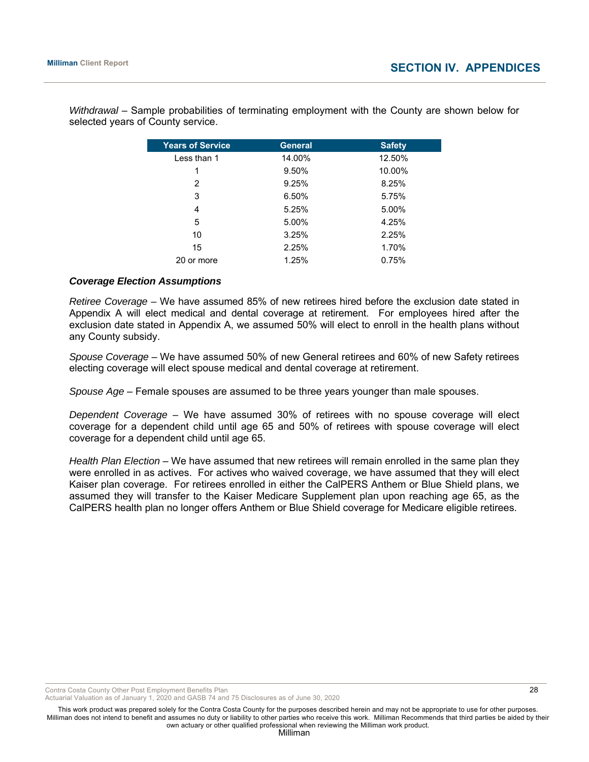*Withdrawal* – Sample probabilities of terminating employment with the County are shown below for selected years of County service.

| Years of Service | General | Safety |
|---|---|---|
| Less than 1 | 14.00% | 12.50% |
| 1 | 9.50% | 10.00% |
| 2 | 9.25% | 8.25% |
| 3 | 6.50% | 5.75% |
| 4 | 5.25% | 5.00% |
| 5 | 5.00% | 4.25% |
| 10 | 3.25% | 2.25% |
| 15 | 2.25% | 1.70% |
| 20 or more | 1.25% | 0.75% |

### ***Coverage Election Assumptions***

*Retiree Coverage* – We have assumed 85% of new retirees hired before the exclusion date stated in Appendix A will elect medical and dental coverage at retirement. For employees hired after the exclusion date stated in Appendix A, we assumed 50% will elect to enroll in the health plans without any County subsidy.

*Spouse Coverage* – We have assumed 50% of new General retirees and 60% of new Safety retirees electing coverage will elect spouse medical and dental coverage at retirement.

*Spouse Age* – Female spouses are assumed to be three years younger than male spouses.

*Dependent Coverage* – We have assumed 30% of retirees with no spouse coverage will elect coverage for a dependent child until age 65 and 50% of retirees with spouse coverage will elect coverage for a dependent child until age 65.

*Health Plan Election* – We have assumed that new retirees will remain enrolled in the same plan they were enrolled in as actives. For actives who waived coverage, we have assumed that they will elect Kaiser plan coverage. For retirees enrolled in either the CalPERS Anthem or Blue Shield plans, we assumed they will transfer to the Kaiser Medicare Supplement plan upon reaching age 65, as the CalPERS health plan no longer offers Anthem or Blue Shield coverage for Medicare eligible retirees.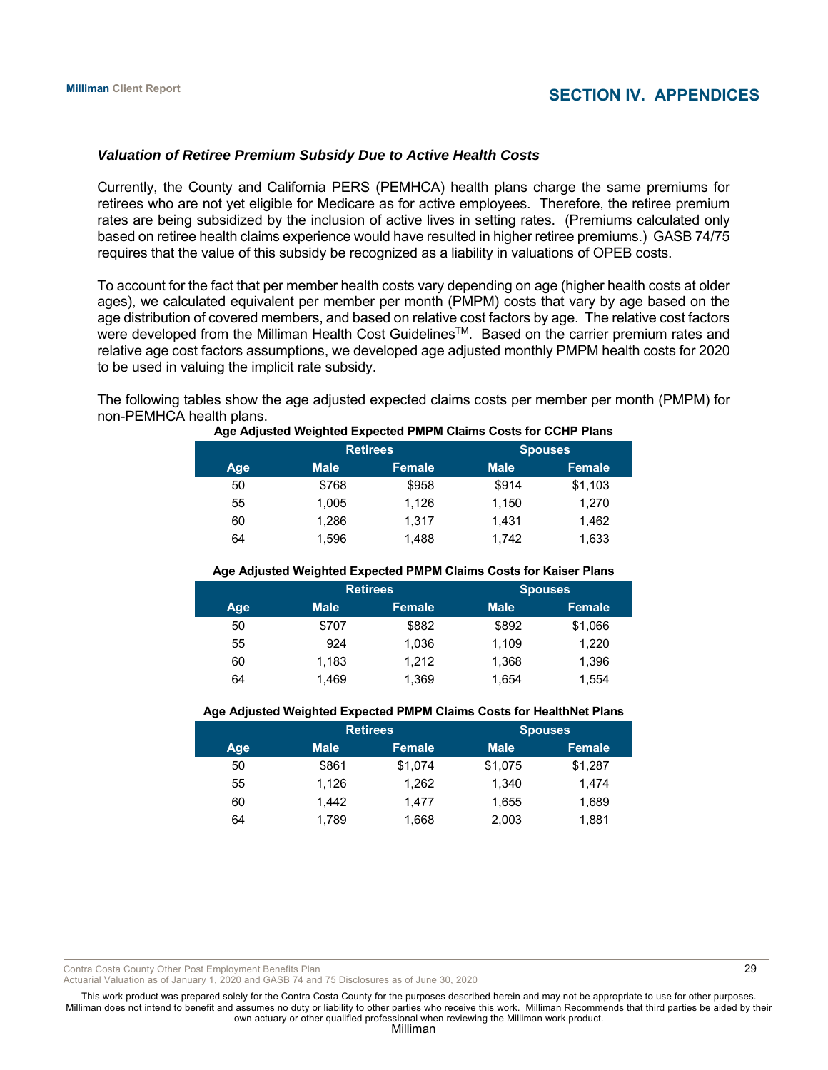## Valuation of Retiree Premium Subsidy Due to Active Health Costs

Currently, the County and California PERS (PEMHCA) health plans charge the same premiums for retirees who are not yet eligible for Medicare as for active employees. Therefore, the retiree premium rates are being subsidized by the inclusion of active lives in setting rates. (Premiums calculated only based on retiree health claims experience would have resulted in higher retiree premiums.) GASB 74/75 requires that the value of this subsidy be recognized as a liability in valuations of OPEB costs.

To account for the fact that per member health costs vary depending on age (higher health costs at older ages), we calculated equivalent per member per month (PMPM) costs that vary by age based on the age distribution of covered members, and based on relative cost factors by age. The relative cost factors were developed from the Milliman Health Cost Guidelines™. Based on the carrier premium rates and relative age cost factors assumptions, we developed age adjusted monthly PMPM health costs for 2020 to be used in valuing the implicit rate subsidy.

The following tables show the age adjusted expected claims costs per member per month (PMPM) for non-PEMHCA health plans.

**Age Adjusted Weighted Expected PMPM Claims Costs for CCHP Plans**

| | Retirees | | Spouses | |
|---|---|---|---|---|
| Age | Male | Female | Male | Female |
| 50 | $768 | $958 | $914 | $1,103 |
| 55 | 1,005 | 1,126 | 1,150 | 1,270 |
| 60 | 1,286 | 1,317 | 1,431 | 1,462 |
| 64 | 1,596 | 1,488 | 1,742 | 1,633 |

**Age Adjusted Weighted Expected PMPM Claims Costs for Kaiser Plans**

| | Retirees | | Spouses | |
|---|---|---|---|---|
| Age | Male | Female | Male | Female |
| 50 | $707 | $882 | $892 | $1,066 |
| 55 | 924 | 1,036 | 1,109 | 1,220 |
| 60 | 1,183 | 1,212 | 1,368 | 1,396 |
| 64 | 1,469 | 1,369 | 1,654 | 1,554 |

**Age Adjusted Weighted Expected PMPM Claims Costs for HealthNet Plans**

| | Retirees | | Spouses | |
|---|---|---|---|---|
| Age | Male | Female | Male | Female |
| 50 | $861 | $1,074 | $1,075 | $1,287 |
| 55 | 1,126 | 1,262 | 1,340 | 1,474 |
| 60 | 1,442 | 1,477 | 1,655 | 1,689 |
| 64 | 1,789 | 1,668 | 2,003 | 1,881 |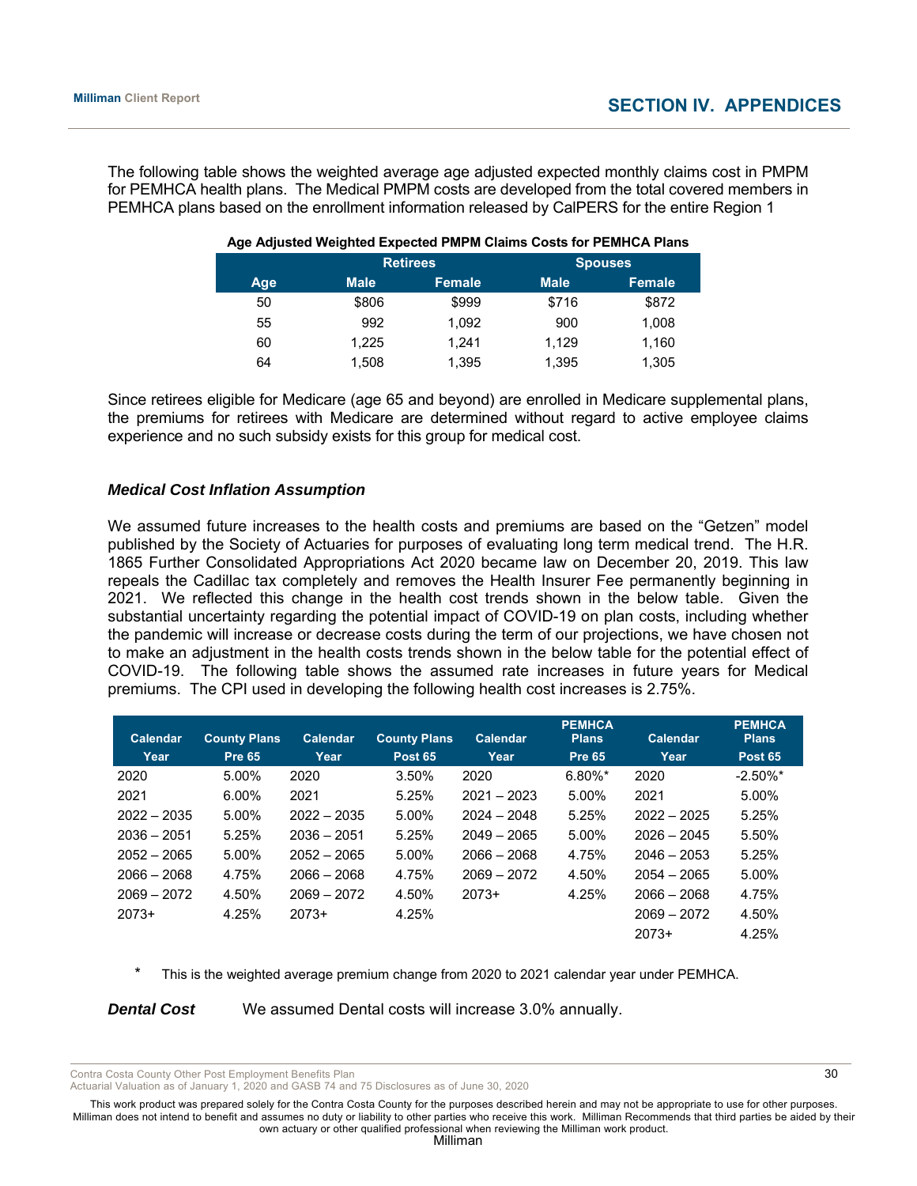## SECTION IV. APPENDICES

The following table shows the weighted average age adjusted expected monthly claims cost in PMPM for PEMHCA health plans. The Medical PMPM costs are developed from the total covered members in PEMHCA plans based on the enrollment information released by CalPERS for the entire Region 1

**Age Adjusted Weighted Expected PMPM Claims Costs for PEMHCA Plans**

| | Retirees | | Spouses | |
|---|---|---|---|---|
| **Age** | **Male** | **Female** | **Male** | **Female** |
| 50 | $806 | $999 | $716 | $872 |
| 55 | 992 | 1,092 | 900 | 1,008 |
| 60 | 1,225 | 1,241 | 1,129 | 1,160 |
| 64 | 1,508 | 1,395 | 1,395 | 1,305 |

Since retirees eligible for Medicare (age 65 and beyond) are enrolled in Medicare supplemental plans, the premiums for retirees with Medicare are determined without regard to active employee claims experience and no such subsidy exists for this group for medical cost.

### *Medical Cost Inflation Assumption*

We assumed future increases to the health costs and premiums are based on the "Getzen" model published by the Society of Actuaries for purposes of evaluating long term medical trend. The H.R. 1865 Further Consolidated Appropriations Act 2020 became law on December 20, 2019. This law repeals the Cadillac tax completely and removes the Health Insurer Fee permanently beginning in 2021. We reflected this change in the health cost trends shown in the below table. Given the substantial uncertainty regarding the potential impact of COVID-19 on plan costs, including whether the pandemic will increase or decrease costs during the term of our projections, we have chosen not to make an adjustment in the health costs trends shown in the below table for the potential effect of COVID-19. The following table shows the assumed rate increases in future years for Medical premiums. The CPI used in developing the following health cost increases is 2.75%.

| Calendar Year | County Plans Pre 65 | Calendar Year | County Plans Post 65 | Calendar Year | PEMHCA Plans Pre 65 | Calendar Year | PEMHCA Plans Post 65 |
|---|---|---|---|---|---|---|---|
| 2020 | 5.00% | 2020 | 3.50% | 2020 | 6.80%* | 2020 | -2.50%* |
| 2021 | 6.00% | 2021 | 5.25% | 2021 – 2023 | 5.00% | 2021 | 5.00% |
| 2022 – 2035 | 5.00% | 2022 – 2035 | 5.00% | 2024 – 2048 | 5.25% | 2022 – 2025 | 5.25% |
| 2036 – 2051 | 5.25% | 2036 – 2051 | 5.25% | 2049 – 2065 | 5.00% | 2026 – 2045 | 5.50% |
| 2052 – 2065 | 5.00% | 2052 – 2065 | 5.00% | 2066 – 2068 | 4.75% | 2046 – 2053 | 5.25% |
| 2066 – 2068 | 4.75% | 2066 – 2068 | 4.75% | 2069 – 2072 | 4.50% | 2054 – 2065 | 5.00% |
| 2069 – 2072 | 4.50% | 2069 – 2072 | 4.50% | 2073+ | 4.25% | 2066 – 2068 | 4.75% |
| 2073+ | 4.25% | 2073+ | 4.25% | | | 2069 – 2072 | 4.50% |
| | | | | | | 2073+ | 4.25% |

\* This is the weighted average premium change from 2020 to 2021 calendar year under PEMHCA.

***Dental Cost*** We assumed Dental costs will increase 3.0% annually.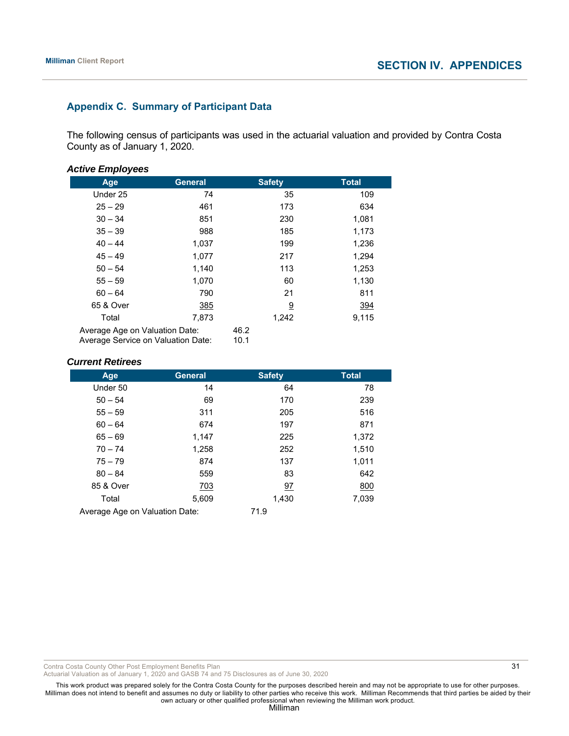## Appendix C. Summary of Participant Data

The following census of participants was used in the actuarial valuation and provided by Contra Costa County as of January 1, 2020.

### *Active Employees*

| Age | General | Safety | Total |
|---|---|---|---|
| Under 25 | 74 | 35 | 109 |
| 25 – 29 | 461 | 173 | 634 |
| 30 – 34 | 851 | 230 | 1,081 |
| 35 – 39 | 988 | 185 | 1,173 |
| 40 – 44 | 1,037 | 199 | 1,236 |
| 45 – 49 | 1,077 | 217 | 1,294 |
| 50 – 54 | 1,140 | 113 | 1,253 |
| 55 – 59 | 1,070 | 60 | 1,130 |
| 60 – 64 | 790 | 21 | 811 |
| 65 & Over | 385 | 9 | 394 |
| Total | 7,873 | 1,242 | 9,115 |

Average Age on Valuation Date: 46.2
Average Service on Valuation Date: 10.1

### *Current Retirees*

| Age | General | Safety | Total |
|---|---|---|---|
| Under 50 | 14 | 64 | 78 |
| 50 – 54 | 69 | 170 | 239 |
| 55 – 59 | 311 | 205 | 516 |
| 60 – 64 | 674 | 197 | 871 |
| 65 – 69 | 1,147 | 225 | 1,372 |
| 70 – 74 | 1,258 | 252 | 1,510 |
| 75 – 79 | 874 | 137 | 1,011 |
| 80 – 84 | 559 | 83 | 642 |
| 85 & Over | 703 | 97 | 800 |
| Total | 5,609 | 1,430 | 7,039 |

Average Age on Valuation Date: 71.9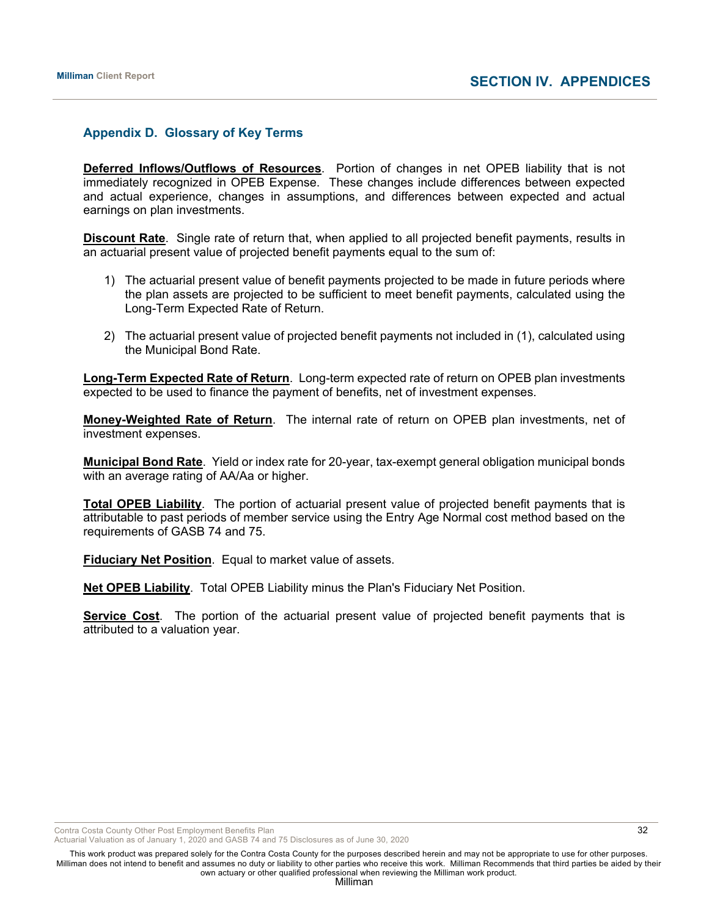## Appendix D. Glossary of Key Terms

**Deferred Inflows/Outflows of Resources**. Portion of changes in net OPEB liability that is not immediately recognized in OPEB Expense. These changes include differences between expected and actual experience, changes in assumptions, and differences between expected and actual earnings on plan investments.

**Discount Rate**. Single rate of return that, when applied to all projected benefit payments, results in an actuarial present value of projected benefit payments equal to the sum of:

1) The actuarial present value of benefit payments projected to be made in future periods where the plan assets are projected to be sufficient to meet benefit payments, calculated using the Long-Term Expected Rate of Return.

2) The actuarial present value of projected benefit payments not included in (1), calculated using the Municipal Bond Rate.

**Long-Term Expected Rate of Return**. Long-term expected rate of return on OPEB plan investments expected to be used to finance the payment of benefits, net of investment expenses.

**Money-Weighted Rate of Return**. The internal rate of return on OPEB plan investments, net of investment expenses.

**Municipal Bond Rate**. Yield or index rate for 20-year, tax-exempt general obligation municipal bonds with an average rating of AA/Aa or higher.

**Total OPEB Liability**. The portion of actuarial present value of projected benefit payments that is attributable to past periods of member service using the Entry Age Normal cost method based on the requirements of GASB 74 and 75.

**Fiduciary Net Position**. Equal to market value of assets.

**Net OPEB Liability**. Total OPEB Liability minus the Plan's Fiduciary Net Position.

**Service Cost**. The portion of the actuarial present value of projected benefit payments that is attributed to a valuation year.